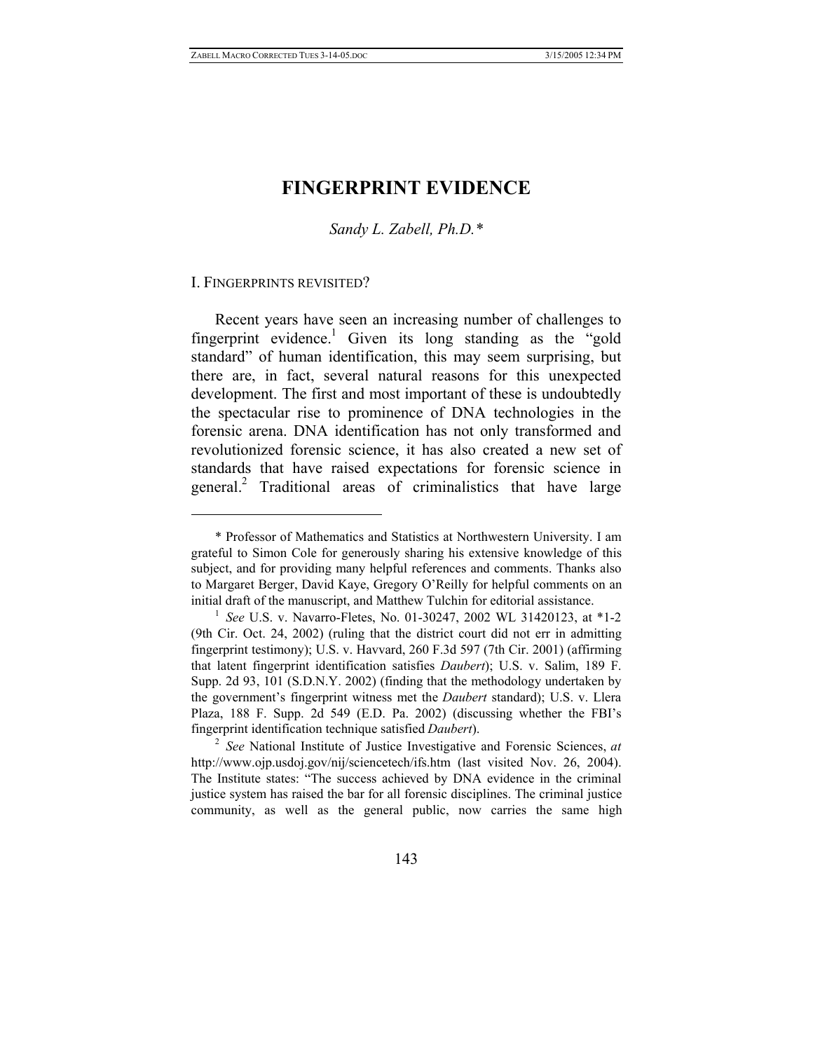# FINGERPRINT EVIDENCE

*Sandy L. Zabell, Ph.D.\**

## I. FINGERPRINTS REVISITED?

Recent years have seen an increasing number of challenges to fingerprint evidence.[1] Given its long standing as the "gold standard" of human identification, this may seem surprising, but there are, in fact, several natural reasons for this unexpected development. The first and most important of these is undoubtedly the spectacular rise to prominence of DNA technologies in the forensic arena. DNA identification has not only transformed and revolutionized forensic science, it has also created a new set of standards that have raised expectations for forensic science in general.[2] Traditional areas of criminalistics that have large

---

\* Professor of Mathematics and Statistics at Northwestern University. I am grateful to Simon Cole for generously sharing his extensive knowledge of this subject, and for providing many helpful references and comments. Thanks also to Margaret Berger, David Kaye, Gregory O'Reilly for helpful comments on an initial draft of the manuscript, and Matthew Tulchin for editorial assistance.

[1] *See* U.S. v. Navarro-Fletes, No. 01-30247, 2002 WL 31420123, at \*1-2 (9th Cir. Oct. 24, 2002) (ruling that the district court did not err in admitting fingerprint testimony); U.S. v. Havvard, 260 F.3d 597 (7th Cir. 2001) (affirming that latent fingerprint identification satisfies *Daubert*); U.S. v. Salim, 189 F. Supp. 2d 93, 101 (S.D.N.Y. 2002) (finding that the methodology undertaken by the government's fingerprint witness met the *Daubert* standard); U.S. v. Llera Plaza, 188 F. Supp. 2d 549 (E.D. Pa. 2002) (discussing whether the FBI's fingerprint identification technique satisfied *Daubert*).

[2] *See* National Institute of Justice Investigative and Forensic Sciences, *at* http://www.ojp.usdoj.gov/nij/sciencetech/ifs.htm (last visited Nov. 26, 2004). The Institute states: "The success achieved by DNA evidence in the criminal justice system has raised the bar for all forensic disciplines. The criminal justice community, as well as the general public, now carries the same high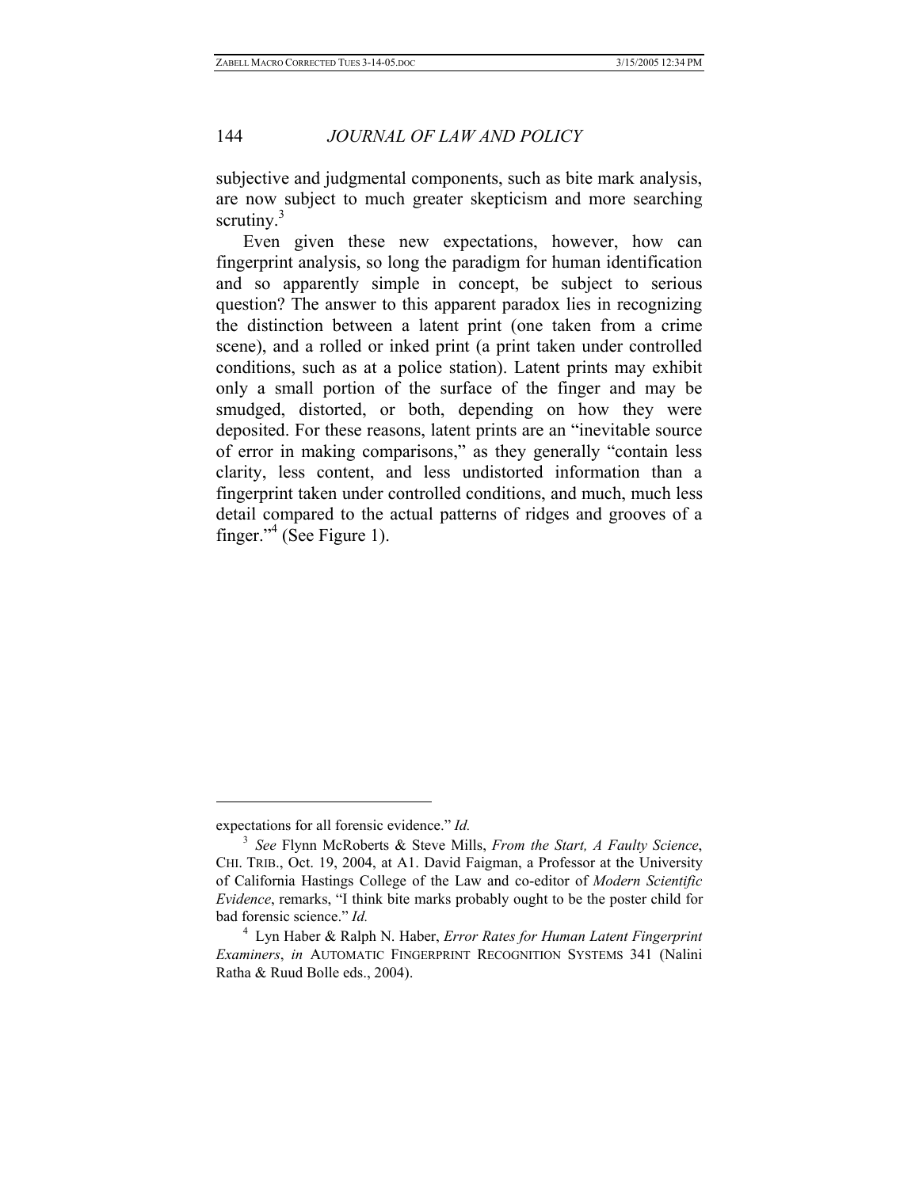subjective and judgmental components, such as bite mark analysis, are now subject to much greater skepticism and more searching scrutiny.[3]

Even given these new expectations, however, how can fingerprint analysis, so long the paradigm for human identification and so apparently simple in concept, be subject to serious question? The answer to this apparent paradox lies in recognizing the distinction between a latent print (one taken from a crime scene), and a rolled or inked print (a print taken under controlled conditions, such as at a police station). Latent prints may exhibit only a small portion of the surface of the finger and may be smudged, distorted, or both, depending on how they were deposited. For these reasons, latent prints are an "inevitable source of error in making comparisons," as they generally "contain less clarity, less content, and less undistorted information than a fingerprint taken under controlled conditions, and much, much less detail compared to the actual patterns of ridges and grooves of a finger."[4] (See Figure 1).

---

expectations for all forensic evidence." *Id.*

[3] *See* Flynn McRoberts & Steve Mills, *From the Start, A Faulty Science*, CHI. TRIB., Oct. 19, 2004, at A1. David Faigman, a Professor at the University of California Hastings College of the Law and co-editor of *Modern Scientific Evidence*, remarks, "I think bite marks probably ought to be the poster child for bad forensic science." *Id.*

[4] Lyn Haber & Ralph N. Haber, *Error Rates for Human Latent Fingerprint Examiners*, *in* AUTOMATIC FINGERPRINT RECOGNITION SYSTEMS 341 (Nalini Ratha & Ruud Bolle eds., 2004).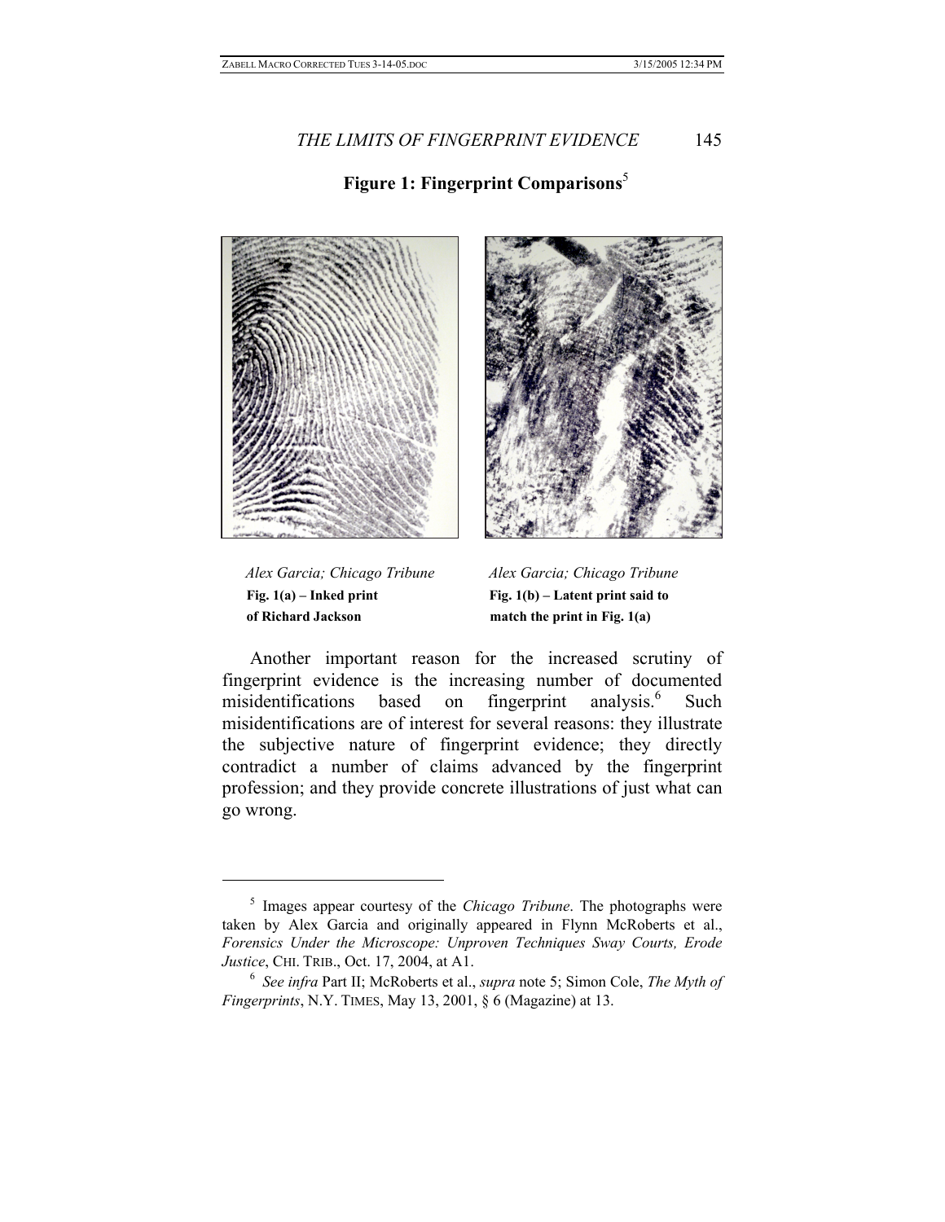**Figure 1: Fingerprint Comparisons**[5]

*Alex Garcia; Chicago Tribune*
**Fig. 1(a) – Inked print of Richard Jackson**

*Alex Garcia; Chicago Tribune*
**Fig. 1(b) – Latent print said to match the print in Fig. 1(a)**

Another important reason for the increased scrutiny of fingerprint evidence is the increasing number of documented misidentifications based on fingerprint analysis.[6] Such misidentifications are of interest for several reasons: they illustrate the subjective nature of fingerprint evidence; they directly contradict a number of claims advanced by the fingerprint profession; and they provide concrete illustrations of just what can go wrong.

---

[5] Images appear courtesy of the *Chicago Tribune*. The photographs were taken by Alex Garcia and originally appeared in Flynn McRoberts et al., *Forensics Under the Microscope: Unproven Techniques Sway Courts, Erode Justice*, CHI. TRIB., Oct. 17, 2004, at A1.

[6] *See infra* Part II; McRoberts et al., *supra* note 5; Simon Cole, *The Myth of Fingerprints*, N.Y. TIMES, May 13, 2001, § 6 (Magazine) at 13.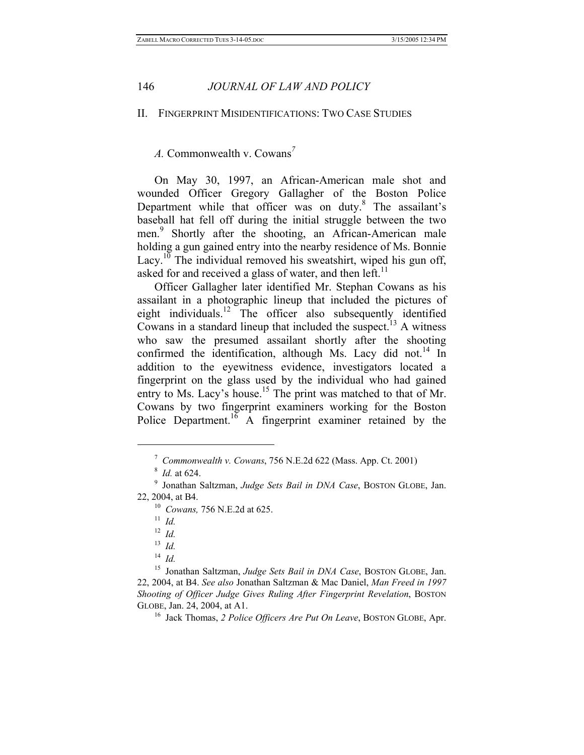## II. Fingerprint Misidentifications: Two Case Studies

### *A.* Commonwealth v. Cowans[7]

On May 30, 1997, an African-American male shot and wounded Officer Gregory Gallagher of the Boston Police Department while that officer was on duty.[8] The assailant's baseball hat fell off during the initial struggle between the two men.[9] Shortly after the shooting, an African-American male holding a gun gained entry into the nearby residence of Ms. Bonnie Lacy.[10] The individual removed his sweatshirt, wiped his gun off, asked for and received a glass of water, and then left.[11]

Officer Gallagher later identified Mr. Stephan Cowans as his assailant in a photographic lineup that included the pictures of eight individuals.[12] The officer also subsequently identified Cowans in a standard lineup that included the suspect.[13] A witness who saw the presumed assailant shortly after the shooting confirmed the identification, although Ms. Lacy did not.[14] In addition to the eyewitness evidence, investigators located a fingerprint on the glass used by the individual who had gained entry to Ms. Lacy's house.[15] The print was matched to that of Mr. Cowans by two fingerprint examiners working for the Boston Police Department.[16] A fingerprint examiner retained by the

---

[7] *Commonwealth v. Cowans*, 756 N.E.2d 622 (Mass. App. Ct. 2001)

[8] *Id.* at 624.

[9] Jonathan Saltzman, *Judge Sets Bail in DNA Case*, BOSTON GLOBE, Jan. 22, 2004, at B4.

[10] *Cowans,* 756 N.E.2d at 625.

[11] *Id.*

[12] *Id.*

[13] *Id.*

[14] *Id.*

[15] Jonathan Saltzman, *Judge Sets Bail in DNA Case*, BOSTON GLOBE, Jan. 22, 2004, at B4. *See also* Jonathan Saltzman & Mac Daniel, *Man Freed in 1997 Shooting of Officer Judge Gives Ruling After Fingerprint Revelation*, BOSTON GLOBE, Jan. 24, 2004, at A1.

[16] Jack Thomas, *2 Police Officers Are Put On Leave*, BOSTON GLOBE, Apr.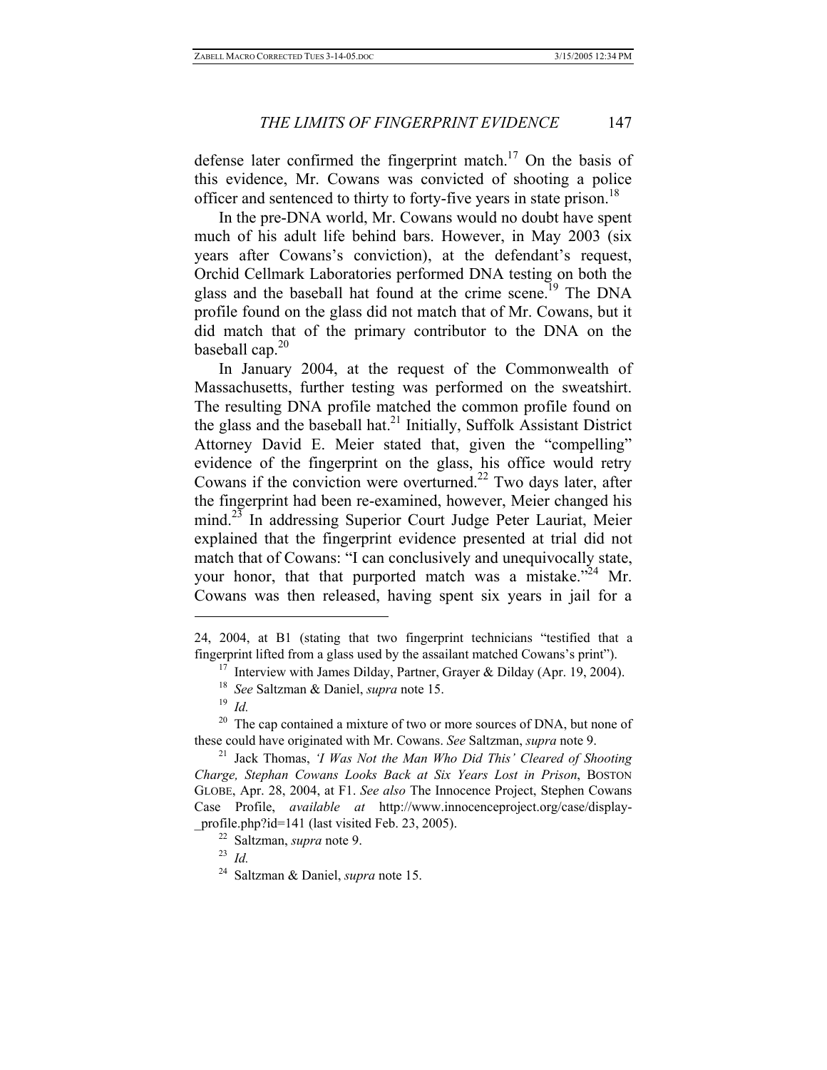defense later confirmed the fingerprint match.[17] On the basis of this evidence, Mr. Cowans was convicted of shooting a police officer and sentenced to thirty to forty-five years in state prison.[18]

In the pre-DNA world, Mr. Cowans would no doubt have spent much of his adult life behind bars. However, in May 2003 (six years after Cowans's conviction), at the defendant's request, Orchid Cellmark Laboratories performed DNA testing on both the glass and the baseball hat found at the crime scene.[19] The DNA profile found on the glass did not match that of Mr. Cowans, but it did match that of the primary contributor to the DNA on the baseball cap.[20]

In January 2004, at the request of the Commonwealth of Massachusetts, further testing was performed on the sweatshirt. The resulting DNA profile matched the common profile found on the glass and the baseball hat.[21] Initially, Suffolk Assistant District Attorney David E. Meier stated that, given the "compelling" evidence of the fingerprint on the glass, his office would retry Cowans if the conviction were overturned.[22] Two days later, after the fingerprint had been re-examined, however, Meier changed his mind.[23] In addressing Superior Court Judge Peter Lauriat, Meier explained that the fingerprint evidence presented at trial did not match that of Cowans: "I can conclusively and unequivocally state, your honor, that that purported match was a mistake."[24] Mr. Cowans was then released, having spent six years in jail for a

---

24, 2004, at B1 (stating that two fingerprint technicians "testified that a fingerprint lifted from a glass used by the assailant matched Cowans's print").

[17] Interview with James Dilday, Partner, Grayer & Dilday (Apr. 19, 2004).

[18] *See* Saltzman & Daniel, *supra* note 15.

[19] *Id.*

[20] The cap contained a mixture of two or more sources of DNA, but none of these could have originated with Mr. Cowans. *See* Saltzman, *supra* note 9.

[21] Jack Thomas, *'I Was Not the Man Who Did This' Cleared of Shooting Charge, Stephan Cowans Looks Back at Six Years Lost in Prison*, BOSTON GLOBE, Apr. 28, 2004, at F1. *See also* The Innocence Project, Stephen Cowans Case Profile, *available at* http://www.innocenceproject.org/case/display-_profile.php?id=141 (last visited Feb. 23, 2005).

[22] Saltzman, *supra* note 9.

[23] *Id.*

[24] Saltzman & Daniel, *supra* note 15.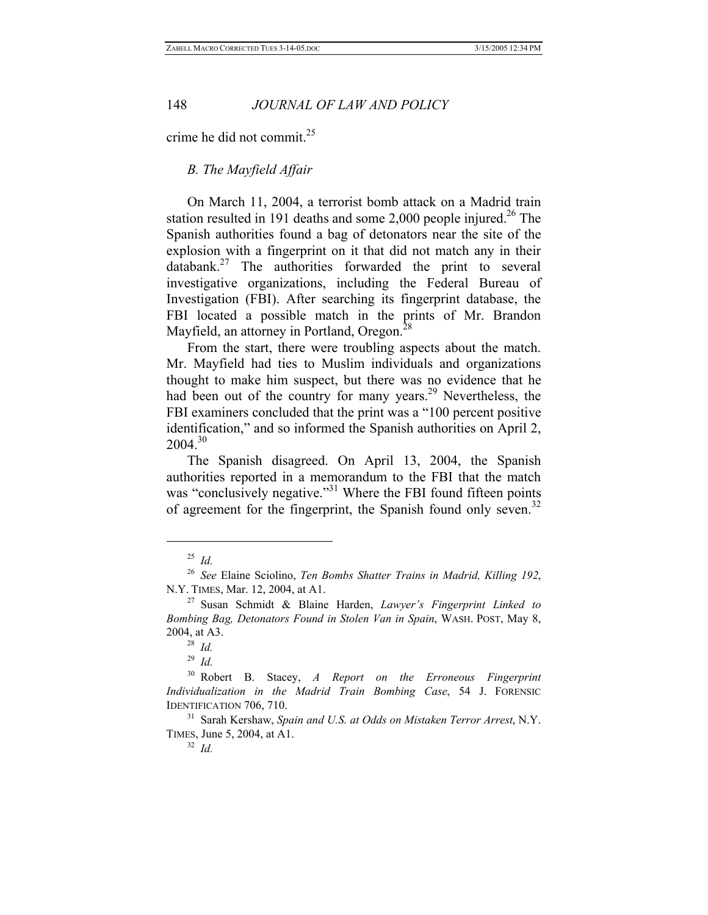crime he did not commit.[25]

### *B. The Mayfield Affair*

On March 11, 2004, a terrorist bomb attack on a Madrid train station resulted in 191 deaths and some 2,000 people injured.[26] The Spanish authorities found a bag of detonators near the site of the explosion with a fingerprint on it that did not match any in their databank.[27] The authorities forwarded the print to several investigative organizations, including the Federal Bureau of Investigation (FBI). After searching its fingerprint database, the FBI located a possible match in the prints of Mr. Brandon Mayfield, an attorney in Portland, Oregon.[28]

From the start, there were troubling aspects about the match. Mr. Mayfield had ties to Muslim individuals and organizations thought to make him suspect, but there was no evidence that he had been out of the country for many years.[29] Nevertheless, the FBI examiners concluded that the print was a "100 percent positive identification," and so informed the Spanish authorities on April 2, 2004.[30]

The Spanish disagreed. On April 13, 2004, the Spanish authorities reported in a memorandum to the FBI that the match was "conclusively negative."[31] Where the FBI found fifteen points of agreement for the fingerprint, the Spanish found only seven.[32]

---

[25] *Id.*

[26] *See* Elaine Sciolino, *Ten Bombs Shatter Trains in Madrid, Killing 192*, N.Y. TIMES, Mar. 12, 2004, at A1.

[27] Susan Schmidt & Blaine Harden, *Lawyer's Fingerprint Linked to Bombing Bag, Detonators Found in Stolen Van in Spain*, WASH. POST, May 8, 2004, at A3.

[28] *Id.*

[29] *Id.*

[30] Robert B. Stacey, *A Report on the Erroneous Fingerprint Individualization in the Madrid Train Bombing Case*, 54 J. FORENSIC IDENTIFICATION 706, 710.

[31] Sarah Kershaw, *Spain and U.S. at Odds on Mistaken Terror Arrest*, N.Y. TIMES, June 5, 2004, at A1.

[32] *Id.*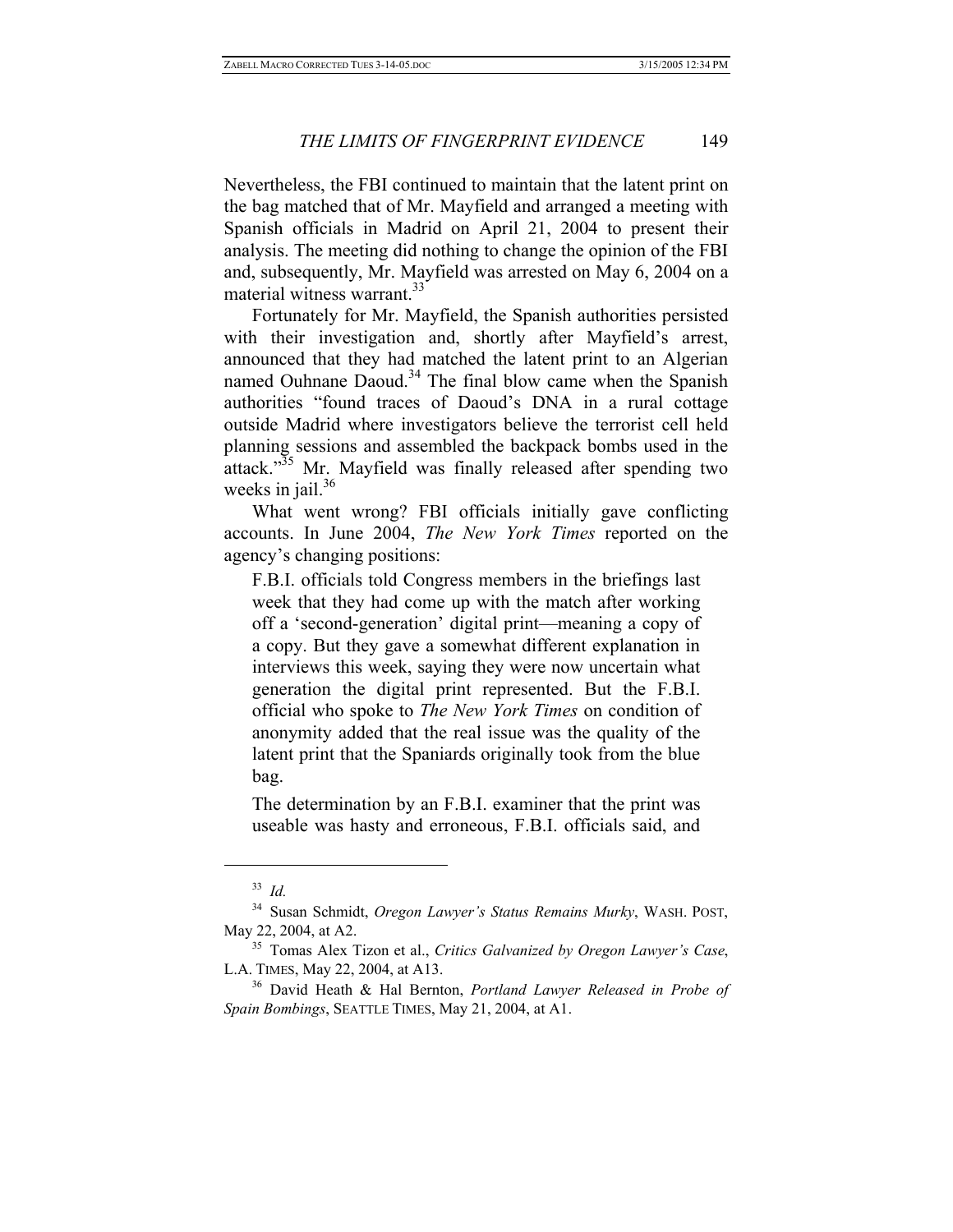Nevertheless, the FBI continued to maintain that the latent print on the bag matched that of Mr. Mayfield and arranged a meeting with Spanish officials in Madrid on April 21, 2004 to present their analysis. The meeting did nothing to change the opinion of the FBI and, subsequently, Mr. Mayfield was arrested on May 6, 2004 on a material witness warrant.[33]

Fortunately for Mr. Mayfield, the Spanish authorities persisted with their investigation and, shortly after Mayfield's arrest, announced that they had matched the latent print to an Algerian named Ouhnane Daoud.[34] The final blow came when the Spanish authorities "found traces of Daoud's DNA in a rural cottage outside Madrid where investigators believe the terrorist cell held planning sessions and assembled the backpack bombs used in the attack."[35] Mr. Mayfield was finally released after spending two weeks in jail.[36]

What went wrong? FBI officials initially gave conflicting accounts. In June 2004, *The New York Times* reported on the agency's changing positions:

> F.B.I. officials told Congress members in the briefings last week that they had come up with the match after working off a 'second-generation' digital print—meaning a copy of a copy. But they gave a somewhat different explanation in interviews this week, saying they were now uncertain what generation the digital print represented. But the F.B.I. official who spoke to *The New York Times* on condition of anonymity added that the real issue was the quality of the latent print that the Spaniards originally took from the blue bag.
>
> The determination by an F.B.I. examiner that the print was useable was hasty and erroneous, F.B.I. officials said, and

---

[33] *Id.*

[34] Susan Schmidt, *Oregon Lawyer's Status Remains Murky*, WASH. POST, May 22, 2004, at A2.

[35] Tomas Alex Tizon et al., *Critics Galvanized by Oregon Lawyer's Case*, L.A. TIMES, May 22, 2004, at A13.

[36] David Heath & Hal Bernton, *Portland Lawyer Released in Probe of Spain Bombings*, SEATTLE TIMES, May 21, 2004, at A1.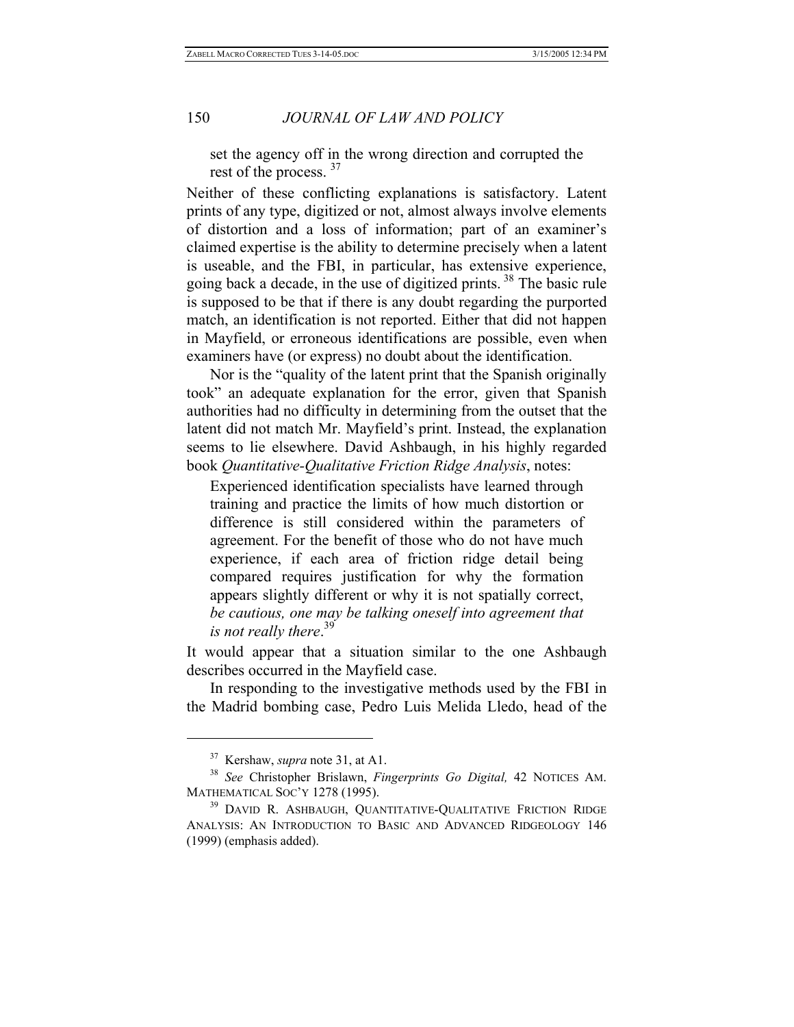> set the agency off in the wrong direction and corrupted the rest of the process. [37]

Neither of these conflicting explanations is satisfactory. Latent prints of any type, digitized or not, almost always involve elements of distortion and a loss of information; part of an examiner's claimed expertise is the ability to determine precisely when a latent is useable, and the FBI, in particular, has extensive experience, going back a decade, in the use of digitized prints. [38] The basic rule is supposed to be that if there is any doubt regarding the purported match, an identification is not reported. Either that did not happen in Mayfield, or erroneous identifications are possible, even when examiners have (or express) no doubt about the identification.

Nor is the "quality of the latent print that the Spanish originally took" an adequate explanation for the error, given that Spanish authorities had no difficulty in determining from the outset that the latent did not match Mr. Mayfield's print. Instead, the explanation seems to lie elsewhere. David Ashbaugh, in his highly regarded book *Quantitative-Qualitative Friction Ridge Analysis*, notes:

> Experienced identification specialists have learned through training and practice the limits of how much distortion or difference is still considered within the parameters of agreement. For the benefit of those who do not have much experience, if each area of friction ridge detail being compared requires justification for why the formation appears slightly different or why it is not spatially correct, *be cautious, one may be talking oneself into agreement that is not really there*.[39]

It would appear that a situation similar to the one Ashbaugh describes occurred in the Mayfield case.

In responding to the investigative methods used by the FBI in the Madrid bombing case, Pedro Luis Melida Lledo, head of the

---

[37] Kershaw, *supra* note 31, at A1.

[38] *See* Christopher Brislawn, *Fingerprints Go Digital,* 42 NOTICES AM. MATHEMATICAL SOC'Y 1278 (1995).

[39] DAVID R. ASHBAUGH, QUANTITATIVE-QUALITATIVE FRICTION RIDGE ANALYSIS: AN INTRODUCTION TO BASIC AND ADVANCED RIDGEOLOGY 146 (1999) (emphasis added).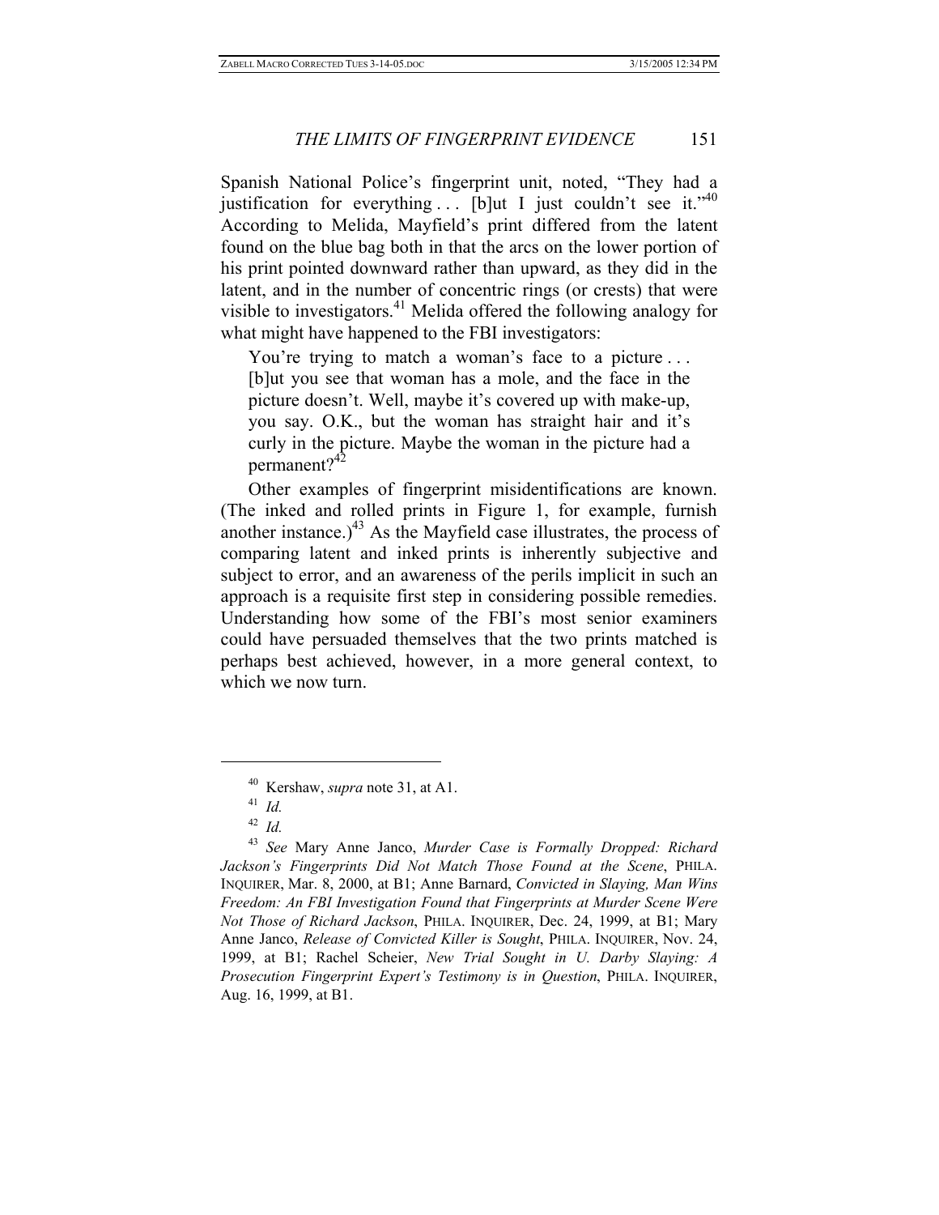Spanish National Police's fingerprint unit, noted, "They had a justification for everything . . . [b]ut I just couldn't see it."[40] According to Melida, Mayfield's print differed from the latent found on the blue bag both in that the arcs on the lower portion of his print pointed downward rather than upward, as they did in the latent, and in the number of concentric rings (or crests) that were visible to investigators.[41] Melida offered the following analogy for what might have happened to the FBI investigators:

> You're trying to match a woman's face to a picture . . . [b]ut you see that woman has a mole, and the face in the picture doesn't. Well, maybe it's covered up with make-up, you say. O.K., but the woman has straight hair and it's curly in the picture. Maybe the woman in the picture had a permanent?[42]

Other examples of fingerprint misidentifications are known. (The inked and rolled prints in Figure 1, for example, furnish another instance.)[43] As the Mayfield case illustrates, the process of comparing latent and inked prints is inherently subjective and subject to error, and an awareness of the perils implicit in such an approach is a requisite first step in considering possible remedies. Understanding how some of the FBI's most senior examiners could have persuaded themselves that the two prints matched is perhaps best achieved, however, in a more general context, to which we now turn.

---

[40] Kershaw, *supra* note 31, at A1.

[41] *Id.*

[42] *Id.*

[43] *See* Mary Anne Janco, *Murder Case is Formally Dropped: Richard Jackson's Fingerprints Did Not Match Those Found at the Scene*, PHILA. INQUIRER, Mar. 8, 2000, at B1; Anne Barnard, *Convicted in Slaying, Man Wins Freedom: An FBI Investigation Found that Fingerprints at Murder Scene Were Not Those of Richard Jackson*, PHILA. INQUIRER, Dec. 24, 1999, at B1; Mary Anne Janco, *Release of Convicted Killer is Sought*, PHILA. INQUIRER, Nov. 24, 1999, at B1; Rachel Scheier, *New Trial Sought in U. Darby Slaying: A Prosecution Fingerprint Expert's Testimony is in Question*, PHILA. INQUIRER, Aug. 16, 1999, at B1.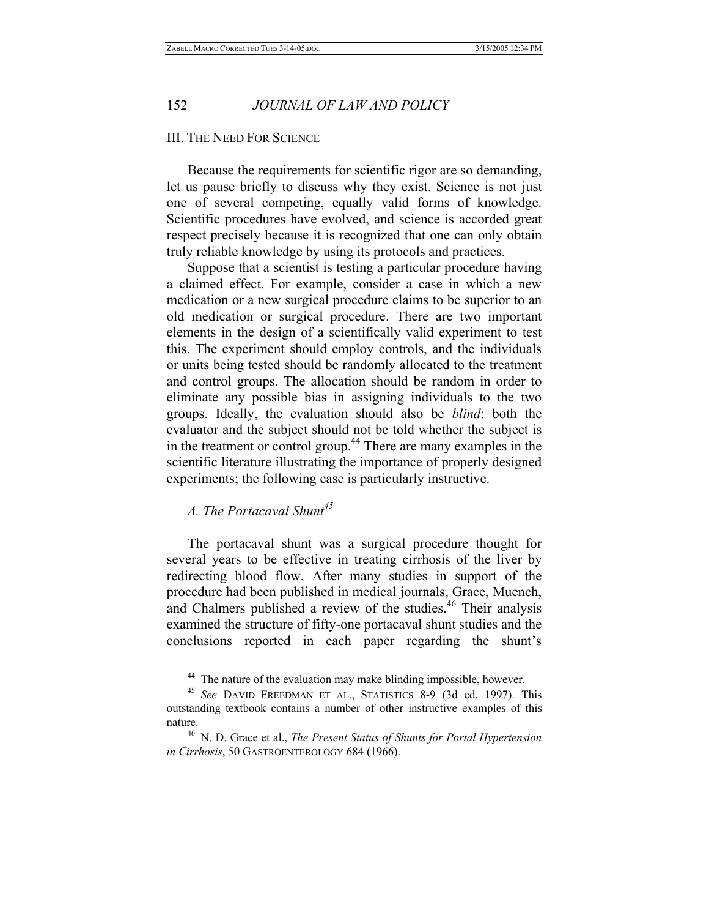## III. The Need For Science

Because the requirements for scientific rigor are so demanding, let us pause briefly to discuss why they exist. Science is not just one of several competing, equally valid forms of knowledge. Scientific procedures have evolved, and science is accorded great respect precisely because it is recognized that one can only obtain truly reliable knowledge by using its protocols and practices.

Suppose that a scientist is testing a particular procedure having a claimed effect. For example, consider a case in which a new medication or a new surgical procedure claims to be superior to an old medication or surgical procedure. There are two important elements in the design of a scientifically valid experiment to test this. The experiment should employ controls, and the individuals or units being tested should be randomly allocated to the treatment and control groups. The allocation should be random in order to eliminate any possible bias in assigning individuals to the two groups. Ideally, the evaluation should also be *blind*: both the evaluator and the subject should not be told whether the subject is in the treatment or control group.[44] There are many examples in the scientific literature illustrating the importance of properly designed experiments; the following case is particularly instructive.

### *A. The Portacaval Shunt*[45]

The portacaval shunt was a surgical procedure thought for several years to be effective in treating cirrhosis of the liver by redirecting blood flow. After many studies in support of the procedure had been published in medical journals, Grace, Muench, and Chalmers published a review of the studies.[46] Their analysis examined the structure of fifty-one portacaval shunt studies and the conclusions reported in each paper regarding the shunt's

---

[44] The nature of the evaluation may make blinding impossible, however.

[45] *See* DAVID FREEDMAN ET AL., STATISTICS 8-9 (3d ed. 1997). This outstanding textbook contains a number of other instructive examples of this nature.

[46] N. D. Grace et al., *The Present Status of Shunts for Portal Hypertension in Cirrhosis*, 50 GASTROENTEROLOGY 684 (1966).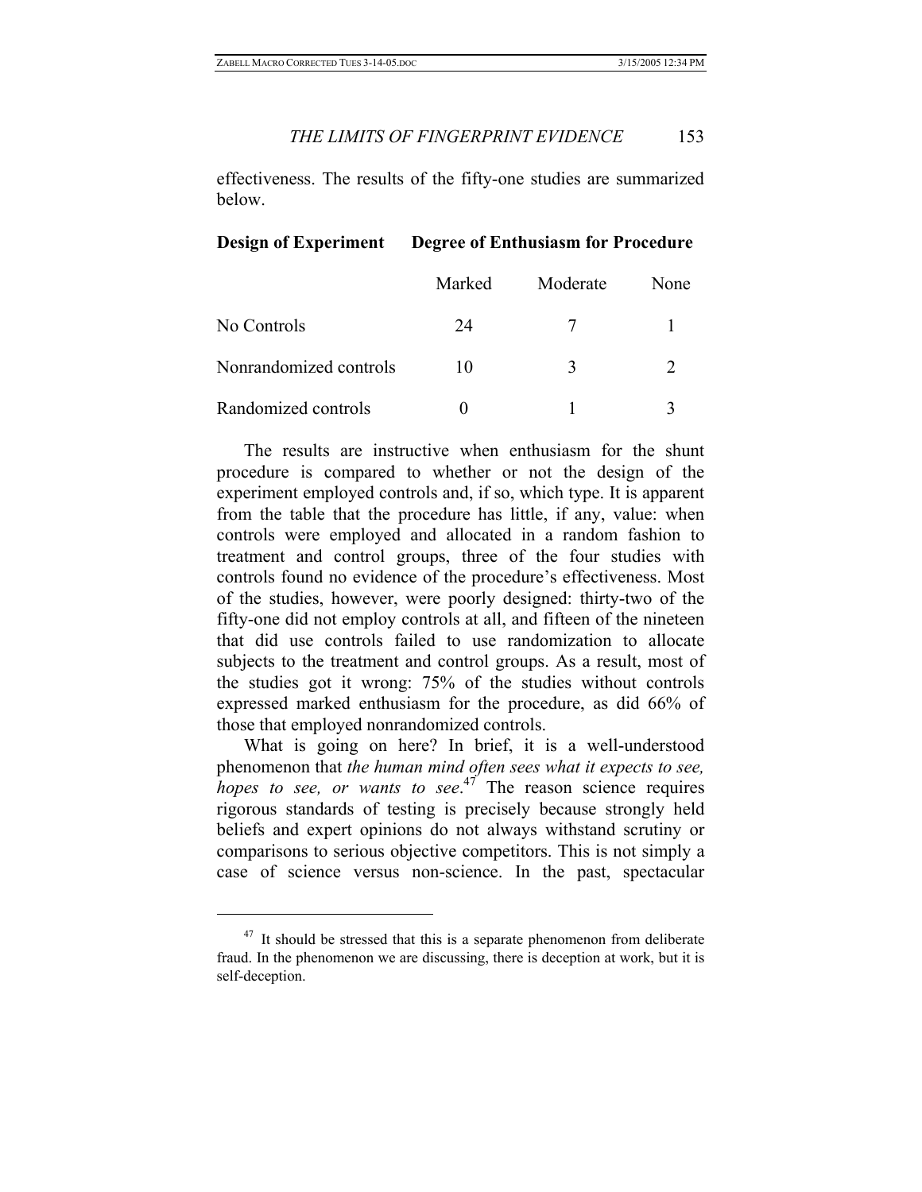effectiveness. The results of the fifty-one studies are summarized below.

| **Design of Experiment** | **Degree of Enthusiasm for Procedure** | | |
|---|---|---|---|
| | Marked | Moderate | None |
| No Controls | 24 | 7 | 1 |
| Nonrandomized controls | 10 | 3 | 2 |
| Randomized controls | 0 | 1 | 3 |

The results are instructive when enthusiasm for the shunt procedure is compared to whether or not the design of the experiment employed controls and, if so, which type. It is apparent from the table that the procedure has little, if any, value: when controls were employed and allocated in a random fashion to treatment and control groups, three of the four studies with controls found no evidence of the procedure's effectiveness. Most of the studies, however, were poorly designed: thirty-two of the fifty-one did not employ controls at all, and fifteen of the nineteen that did use controls failed to use randomization to allocate subjects to the treatment and control groups. As a result, most of the studies got it wrong: 75% of the studies without controls expressed marked enthusiasm for the procedure, as did 66% of those that employed nonrandomized controls.

What is going on here? In brief, it is a well-understood phenomenon that *the human mind often sees what it expects to see, hopes to see, or wants to see*.[47] The reason science requires rigorous standards of testing is precisely because strongly held beliefs and expert opinions do not always withstand scrutiny or comparisons to serious objective competitors. This is not simply a case of science versus non-science. In the past, spectacular

---

[47] It should be stressed that this is a separate phenomenon from deliberate fraud. In the phenomenon we are discussing, there is deception at work, but it is self-deception.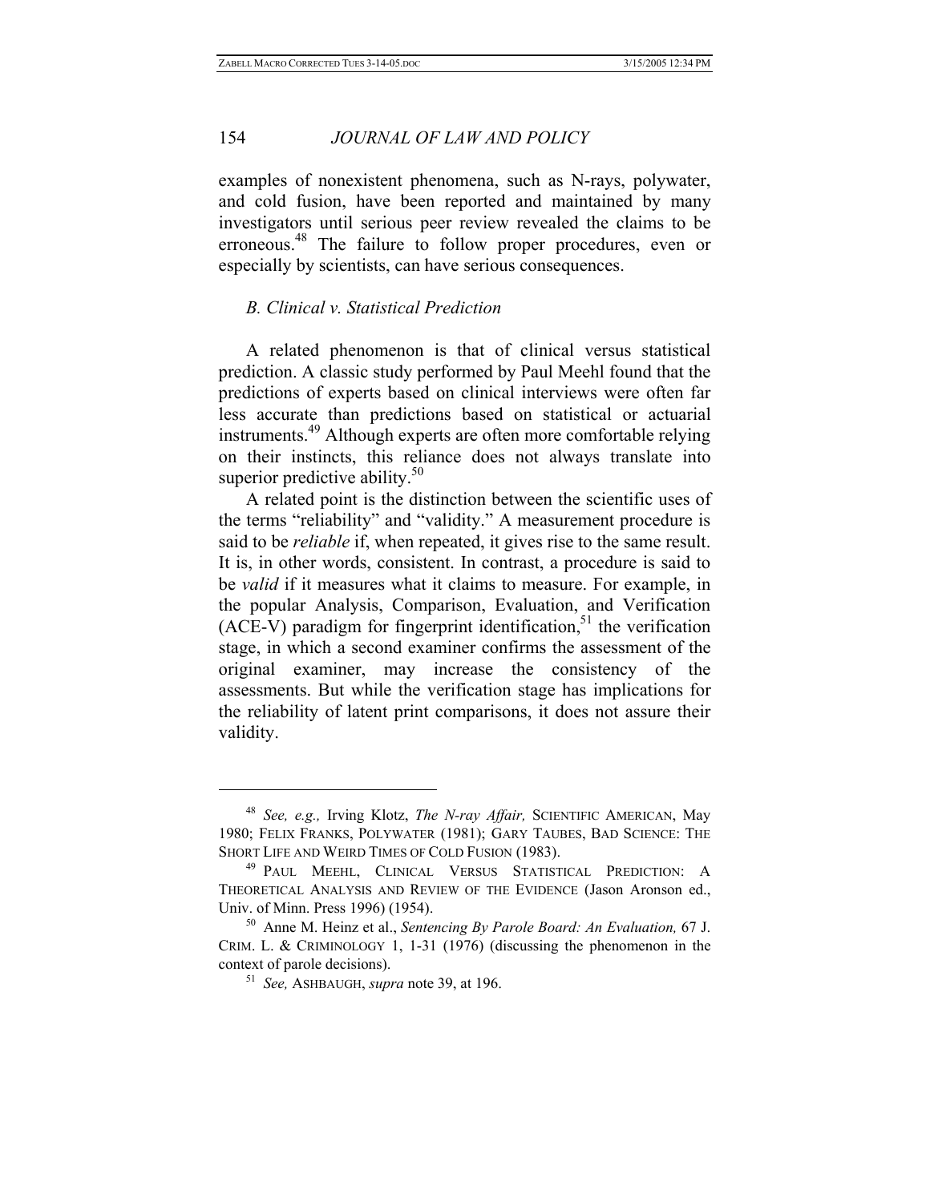examples of nonexistent phenomena, such as N-rays, polywater, and cold fusion, have been reported and maintained by many investigators until serious peer review revealed the claims to be erroneous.[48] The failure to follow proper procedures, even or especially by scientists, can have serious consequences.

### *B. Clinical v. Statistical Prediction*

A related phenomenon is that of clinical versus statistical prediction. A classic study performed by Paul Meehl found that the predictions of experts based on clinical interviews were often far less accurate than predictions based on statistical or actuarial instruments.[49] Although experts are often more comfortable relying on their instincts, this reliance does not always translate into superior predictive ability.[50]

A related point is the distinction between the scientific uses of the terms "reliability" and "validity." A measurement procedure is said to be *reliable* if, when repeated, it gives rise to the same result. It is, in other words, consistent. In contrast, a procedure is said to be *valid* if it measures what it claims to measure. For example, in the popular Analysis, Comparison, Evaluation, and Verification (ACE-V) paradigm for fingerprint identification,[51] the verification stage, in which a second examiner confirms the assessment of the original examiner, may increase the consistency of the assessments. But while the verification stage has implications for the reliability of latent print comparisons, it does not assure their validity.

---

[48] *See, e.g.,* Irving Klotz, *The N-ray Affair,* SCIENTIFIC AMERICAN, May 1980; FELIX FRANKS, POLYWATER (1981); GARY TAUBES, BAD SCIENCE: THE SHORT LIFE AND WEIRD TIMES OF COLD FUSION (1983).

[49] PAUL MEEHL, CLINICAL VERSUS STATISTICAL PREDICTION: A THEORETICAL ANALYSIS AND REVIEW OF THE EVIDENCE (Jason Aronson ed., Univ. of Minn. Press 1996) (1954).

[50] Anne M. Heinz et al., *Sentencing By Parole Board: An Evaluation,* 67 J. CRIM. L. & CRIMINOLOGY 1, 1-31 (1976) (discussing the phenomenon in the context of parole decisions).

[51] *See,* ASHBAUGH, *supra* note 39, at 196.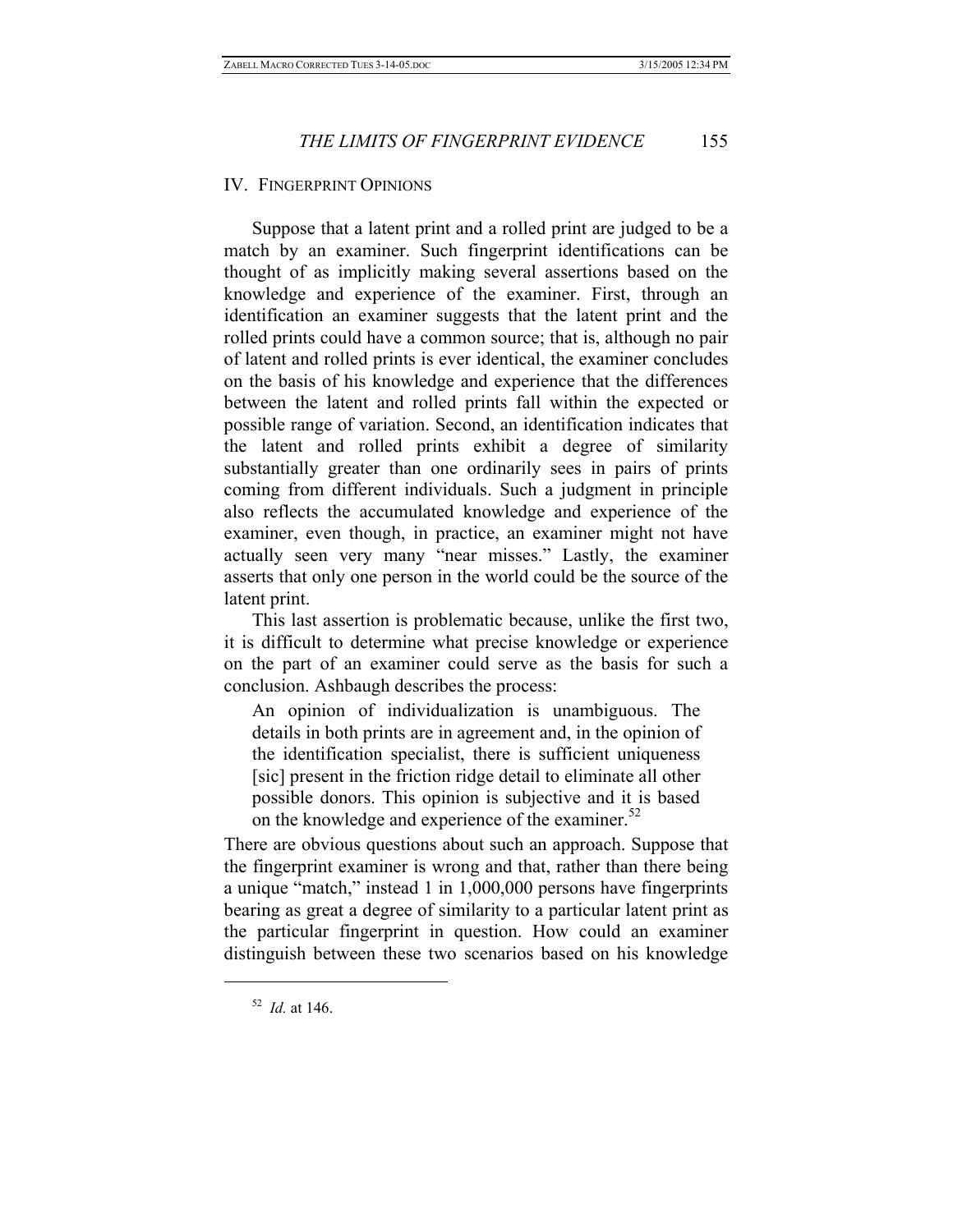## IV. FINGERPRINT OPINIONS

Suppose that a latent print and a rolled print are judged to be a match by an examiner. Such fingerprint identifications can be thought of as implicitly making several assertions based on the knowledge and experience of the examiner. First, through an identification an examiner suggests that the latent print and the rolled prints could have a common source; that is, although no pair of latent and rolled prints is ever identical, the examiner concludes on the basis of his knowledge and experience that the differences between the latent and rolled prints fall within the expected or possible range of variation. Second, an identification indicates that the latent and rolled prints exhibit a degree of similarity substantially greater than one ordinarily sees in pairs of prints coming from different individuals. Such a judgment in principle also reflects the accumulated knowledge and experience of the examiner, even though, in practice, an examiner might not have actually seen very many "near misses." Lastly, the examiner asserts that only one person in the world could be the source of the latent print.

This last assertion is problematic because, unlike the first two, it is difficult to determine what precise knowledge or experience on the part of an examiner could serve as the basis for such a conclusion. Ashbaugh describes the process:

> An opinion of individualization is unambiguous. The details in both prints are in agreement and, in the opinion of the identification specialist, there is sufficient uniqueness [sic] present in the friction ridge detail to eliminate all other possible donors. This opinion is subjective and it is based on the knowledge and experience of the examiner.[52]

There are obvious questions about such an approach. Suppose that the fingerprint examiner is wrong and that, rather than there being a unique "match," instead 1 in 1,000,000 persons have fingerprints bearing as great a degree of similarity to a particular latent print as the particular fingerprint in question. How could an examiner distinguish between these two scenarios based on his knowledge

---

[52] *Id.* at 146.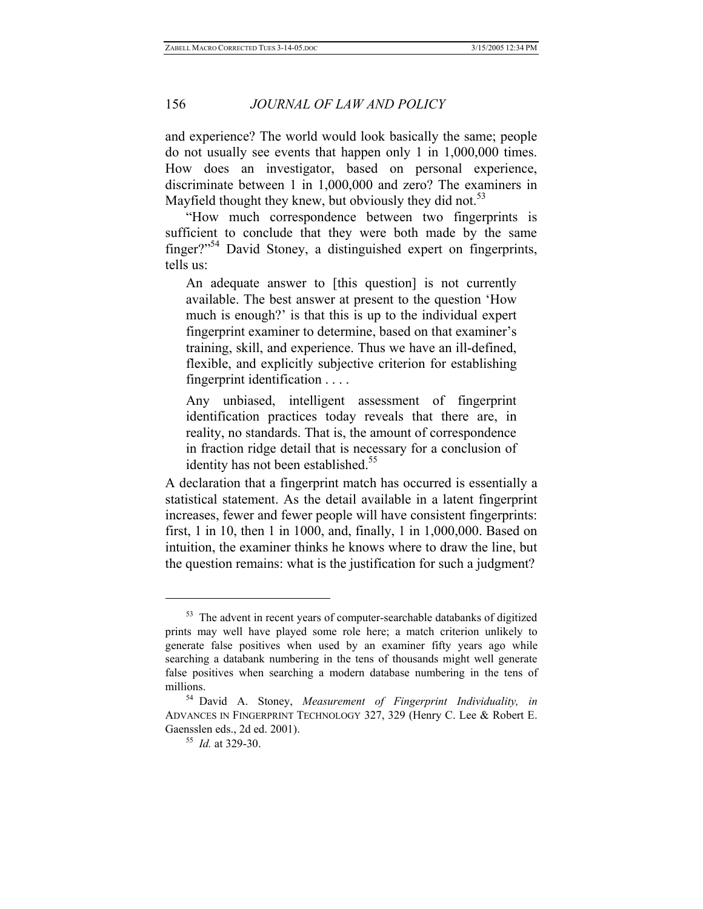and experience? The world would look basically the same; people do not usually see events that happen only 1 in 1,000,000 times. How does an investigator, based on personal experience, discriminate between 1 in 1,000,000 and zero? The examiners in Mayfield thought they knew, but obviously they did not.[53]

"How much correspondence between two fingerprints is sufficient to conclude that they were both made by the same finger?"[54] David Stoney, a distinguished expert on fingerprints, tells us:

> An adequate answer to [this question] is not currently available. The best answer at present to the question 'How much is enough?' is that this is up to the individual expert fingerprint examiner to determine, based on that examiner's training, skill, and experience. Thus we have an ill-defined, flexible, and explicitly subjective criterion for establishing fingerprint identification . . . .
>
> Any unbiased, intelligent assessment of fingerprint identification practices today reveals that there are, in reality, no standards. That is, the amount of correspondence in fraction ridge detail that is necessary for a conclusion of identity has not been established.[55]

A declaration that a fingerprint match has occurred is essentially a statistical statement. As the detail available in a latent fingerprint increases, fewer and fewer people will have consistent fingerprints: first, 1 in 10, then 1 in 1000, and, finally, 1 in 1,000,000. Based on intuition, the examiner thinks he knows where to draw the line, but the question remains: what is the justification for such a judgment?

---

[53] The advent in recent years of computer-searchable databanks of digitized prints may well have played some role here; a match criterion unlikely to generate false positives when used by an examiner fifty years ago while searching a databank numbering in the tens of thousands might well generate false positives when searching a modern database numbering in the tens of millions.

[54] David A. Stoney, *Measurement of Fingerprint Individuality, in* ADVANCES IN FINGERPRINT TECHNOLOGY 327, 329 (Henry C. Lee & Robert E. Gaensslen eds., 2d ed. 2001).

[55] *Id.* at 329-30.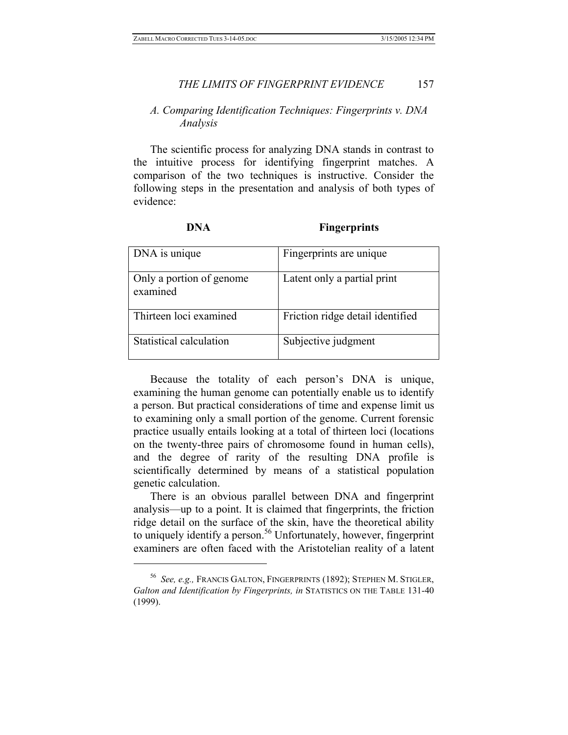### *A. Comparing Identification Techniques: Fingerprints v. DNA Analysis*

The scientific process for analyzing DNA stands in contrast to the intuitive process for identifying fingerprint matches. A comparison of the two techniques is instructive. Consider the following steps in the presentation and analysis of both types of evidence:

| **DNA** | **Fingerprints** |
|---|---|
| DNA is unique | Fingerprints are unique |
| Only a portion of genome examined | Latent only a partial print |
| Thirteen loci examined | Friction ridge detail identified |
| Statistical calculation | Subjective judgment |

Because the totality of each person's DNA is unique, examining the human genome can potentially enable us to identify a person. But practical considerations of time and expense limit us to examining only a small portion of the genome. Current forensic practice usually entails looking at a total of thirteen loci (locations on the twenty-three pairs of chromosome found in human cells), and the degree of rarity of the resulting DNA profile is scientifically determined by means of a statistical population genetic calculation.

There is an obvious parallel between DNA and fingerprint analysis—up to a point. It is claimed that fingerprints, the friction ridge detail on the surface of the skin, have the theoretical ability to uniquely identify a person.[56] Unfortunately, however, fingerprint examiners are often faced with the Aristotelian reality of a latent

---

[56] *See, e.g.,* FRANCIS GALTON, FINGERPRINTS (1892); STEPHEN M. STIGLER, *Galton and Identification by Fingerprints, in* STATISTICS ON THE TABLE 131-40 (1999).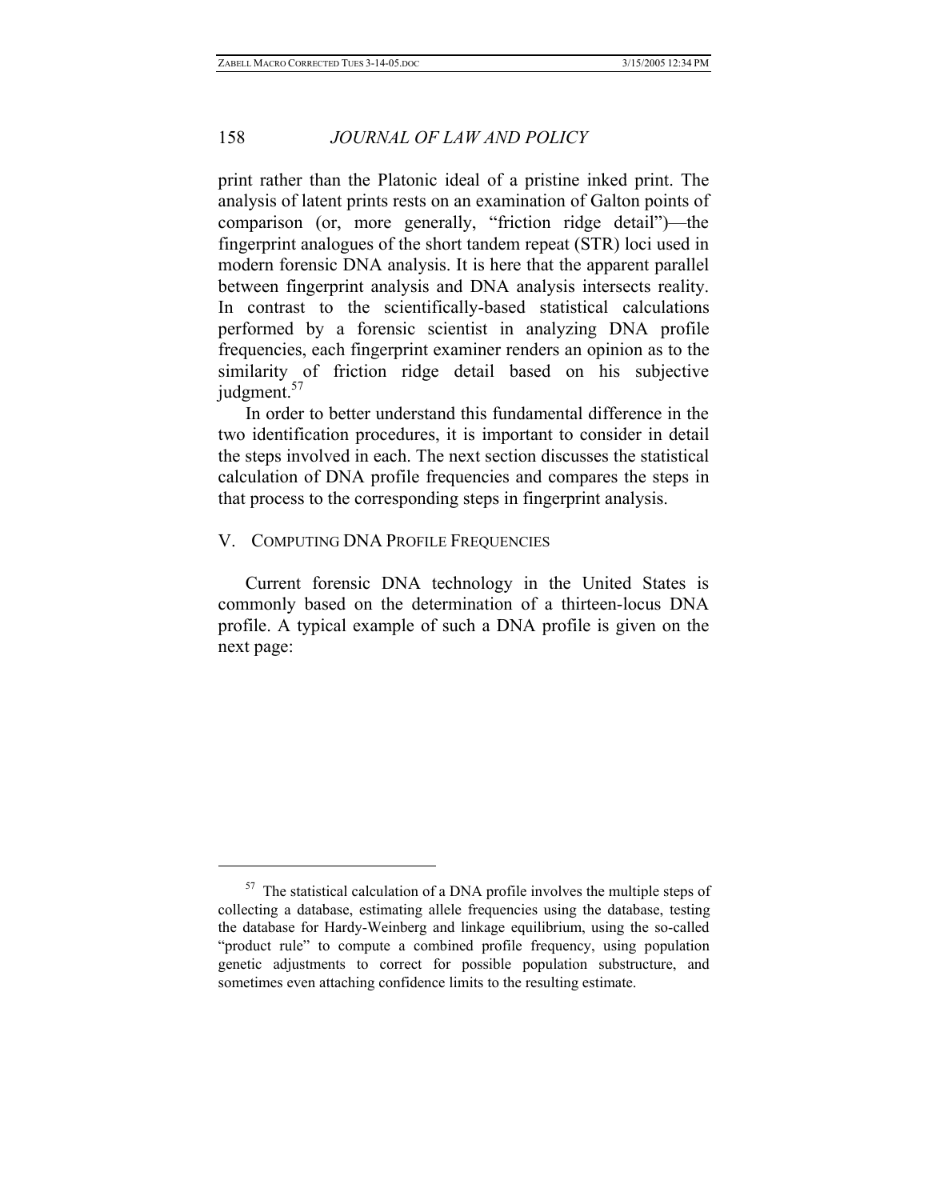print rather than the Platonic ideal of a pristine inked print. The analysis of latent prints rests on an examination of Galton points of comparison (or, more generally, "friction ridge detail")—the fingerprint analogues of the short tandem repeat (STR) loci used in modern forensic DNA analysis. It is here that the apparent parallel between fingerprint analysis and DNA analysis intersects reality. In contrast to the scientifically-based statistical calculations performed by a forensic scientist in analyzing DNA profile frequencies, each fingerprint examiner renders an opinion as to the similarity of friction ridge detail based on his subjective judgment.[57]

In order to better understand this fundamental difference in the two identification procedures, it is important to consider in detail the steps involved in each. The next section discusses the statistical calculation of DNA profile frequencies and compares the steps in that process to the corresponding steps in fingerprint analysis.

## V. COMPUTING DNA PROFILE FREQUENCIES

Current forensic DNA technology in the United States is commonly based on the determination of a thirteen-locus DNA profile. A typical example of such a DNA profile is given on the next page:

---

[57] The statistical calculation of a DNA profile involves the multiple steps of collecting a database, estimating allele frequencies using the database, testing the database for Hardy-Weinberg and linkage equilibrium, using the so-called "product rule" to compute a combined profile frequency, using population genetic adjustments to correct for possible population substructure, and sometimes even attaching confidence limits to the resulting estimate.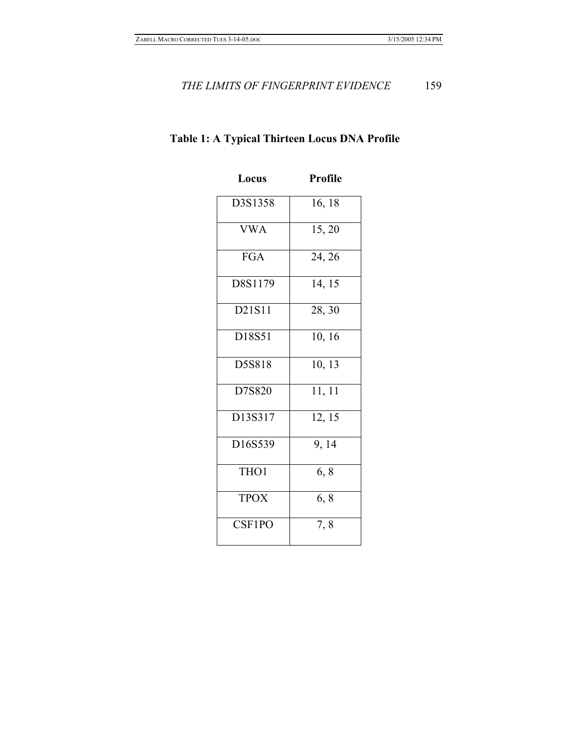**Table 1: A Typical Thirteen Locus DNA Profile**

| Locus | Profile |
|---|---|
| D3S1358 | 16, 18 |
| VWA | 15, 20 |
| FGA | 24, 26 |
| D8S1179 | 14, 15 |
| D21S11 | 28, 30 |
| D18S51 | 10, 16 |
| D5S818 | 10, 13 |
| D7S820 | 11, 11 |
| D13S317 | 12, 15 |
| D16S539 | 9, 14 |
| THO1 | 6, 8 |
| TPOX | 6, 8 |
| CSF1PO | 7, 8 |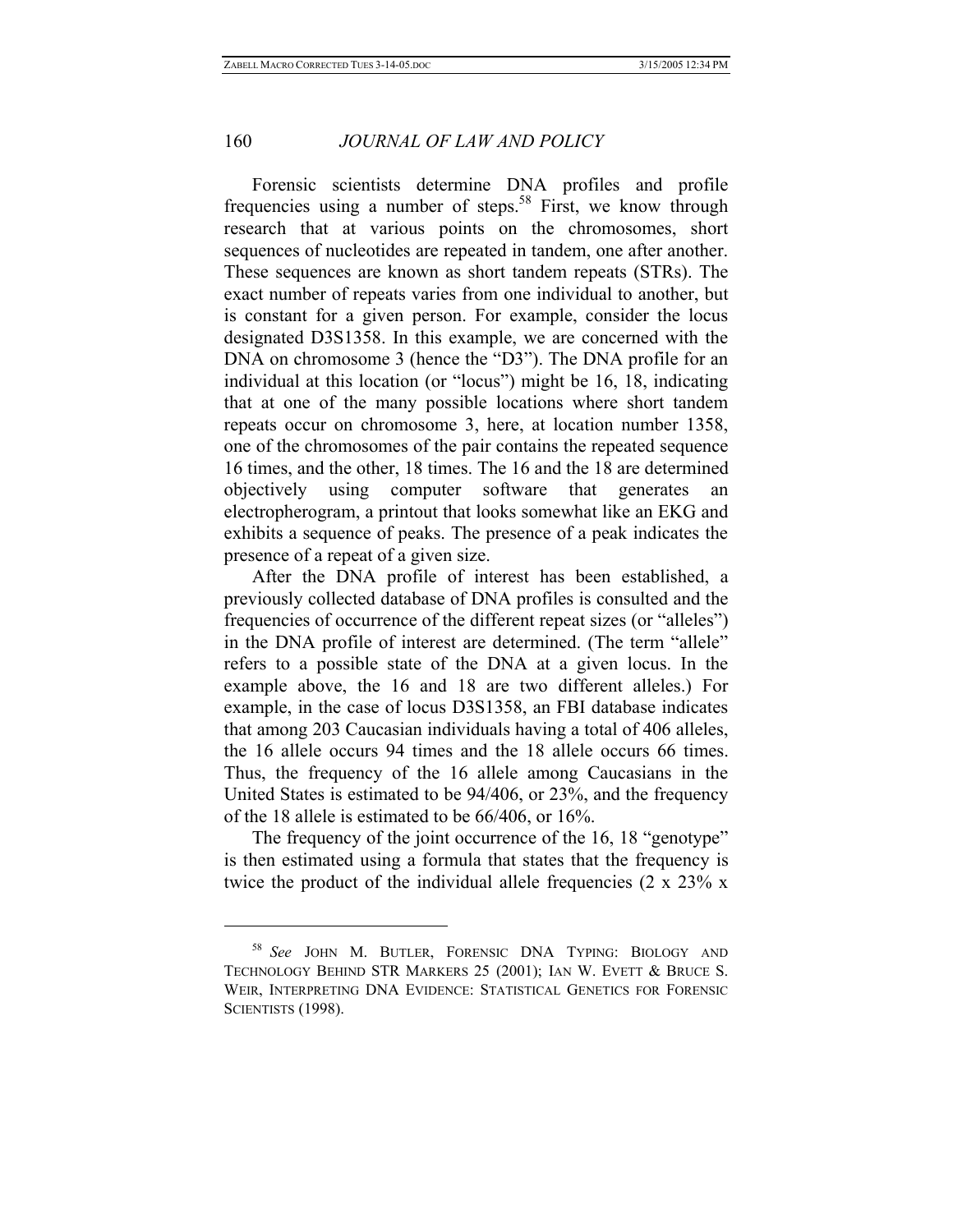Forensic scientists determine DNA profiles and profile frequencies using a number of steps.[58] First, we know through research that at various points on the chromosomes, short sequences of nucleotides are repeated in tandem, one after another. These sequences are known as short tandem repeats (STRs). The exact number of repeats varies from one individual to another, but is constant for a given person. For example, consider the locus designated D3S1358. In this example, we are concerned with the DNA on chromosome 3 (hence the "D3"). The DNA profile for an individual at this location (or "locus") might be 16, 18, indicating that at one of the many possible locations where short tandem repeats occur on chromosome 3, here, at location number 1358, one of the chromosomes of the pair contains the repeated sequence 16 times, and the other, 18 times. The 16 and the 18 are determined objectively using computer software that generates an electropherogram, a printout that looks somewhat like an EKG and exhibits a sequence of peaks. The presence of a peak indicates the presence of a repeat of a given size.

After the DNA profile of interest has been established, a previously collected database of DNA profiles is consulted and the frequencies of occurrence of the different repeat sizes (or "alleles") in the DNA profile of interest are determined. (The term "allele" refers to a possible state of the DNA at a given locus. In the example above, the 16 and 18 are two different alleles.) For example, in the case of locus D3S1358, an FBI database indicates that among 203 Caucasian individuals having a total of 406 alleles, the 16 allele occurs 94 times and the 18 allele occurs 66 times. Thus, the frequency of the 16 allele among Caucasians in the United States is estimated to be 94/406, or 23%, and the frequency of the 18 allele is estimated to be 66/406, or 16%.

The frequency of the joint occurrence of the 16, 18 "genotype" is then estimated using a formula that states that the frequency is twice the product of the individual allele frequencies (2 x 23% x

---

[58] *See* JOHN M. BUTLER, FORENSIC DNA TYPING: BIOLOGY AND TECHNOLOGY BEHIND STR MARKERS 25 (2001); IAN W. EVETT & BRUCE S. WEIR, INTERPRETING DNA EVIDENCE: STATISTICAL GENETICS FOR FORENSIC SCIENTISTS (1998).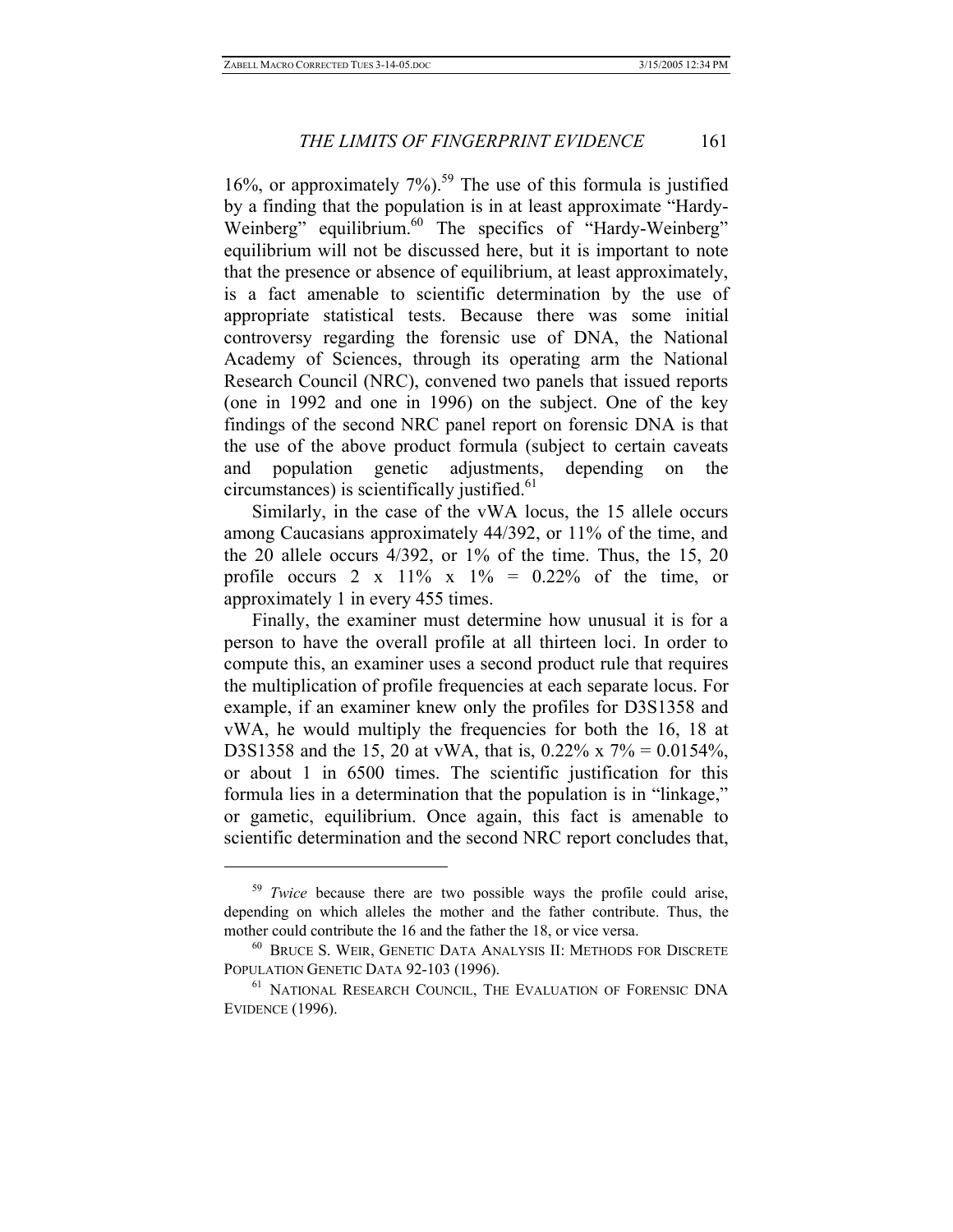16%, or approximately 7%).[59] The use of this formula is justified by a finding that the population is in at least approximate "Hardy-Weinberg" equilibrium.[60] The specifics of "Hardy-Weinberg" equilibrium will not be discussed here, but it is important to note that the presence or absence of equilibrium, at least approximately, is a fact amenable to scientific determination by the use of appropriate statistical tests. Because there was some initial controversy regarding the forensic use of DNA, the National Academy of Sciences, through its operating arm the National Research Council (NRC), convened two panels that issued reports (one in 1992 and one in 1996) on the subject. One of the key findings of the second NRC panel report on forensic DNA is that the use of the above product formula (subject to certain caveats and population genetic adjustments, depending on the circumstances) is scientifically justified.[61]

Similarly, in the case of the vWA locus, the 15 allele occurs among Caucasians approximately 44/392, or 11% of the time, and the 20 allele occurs 4/392, or 1% of the time. Thus, the 15, 20 profile occurs 2 x 11% x 1% = 0.22% of the time, or approximately 1 in every 455 times.

Finally, the examiner must determine how unusual it is for a person to have the overall profile at all thirteen loci. In order to compute this, an examiner uses a second product rule that requires the multiplication of profile frequencies at each separate locus. For example, if an examiner knew only the profiles for D3S1358 and vWA, he would multiply the frequencies for both the 16, 18 at D3S1358 and the 15, 20 at vWA, that is, 0.22% x 7% = 0.0154%, or about 1 in 6500 times. The scientific justification for this formula lies in a determination that the population is in "linkage," or gametic, equilibrium. Once again, this fact is amenable to scientific determination and the second NRC report concludes that,

---

[59] *Twice* because there are two possible ways the profile could arise, depending on which alleles the mother and the father contribute. Thus, the mother could contribute the 16 and the father the 18, or vice versa.

[60] BRUCE S. WEIR, GENETIC DATA ANALYSIS II: METHODS FOR DISCRETE POPULATION GENETIC DATA 92-103 (1996).

[61] NATIONAL RESEARCH COUNCIL, THE EVALUATION OF FORENSIC DNA EVIDENCE (1996).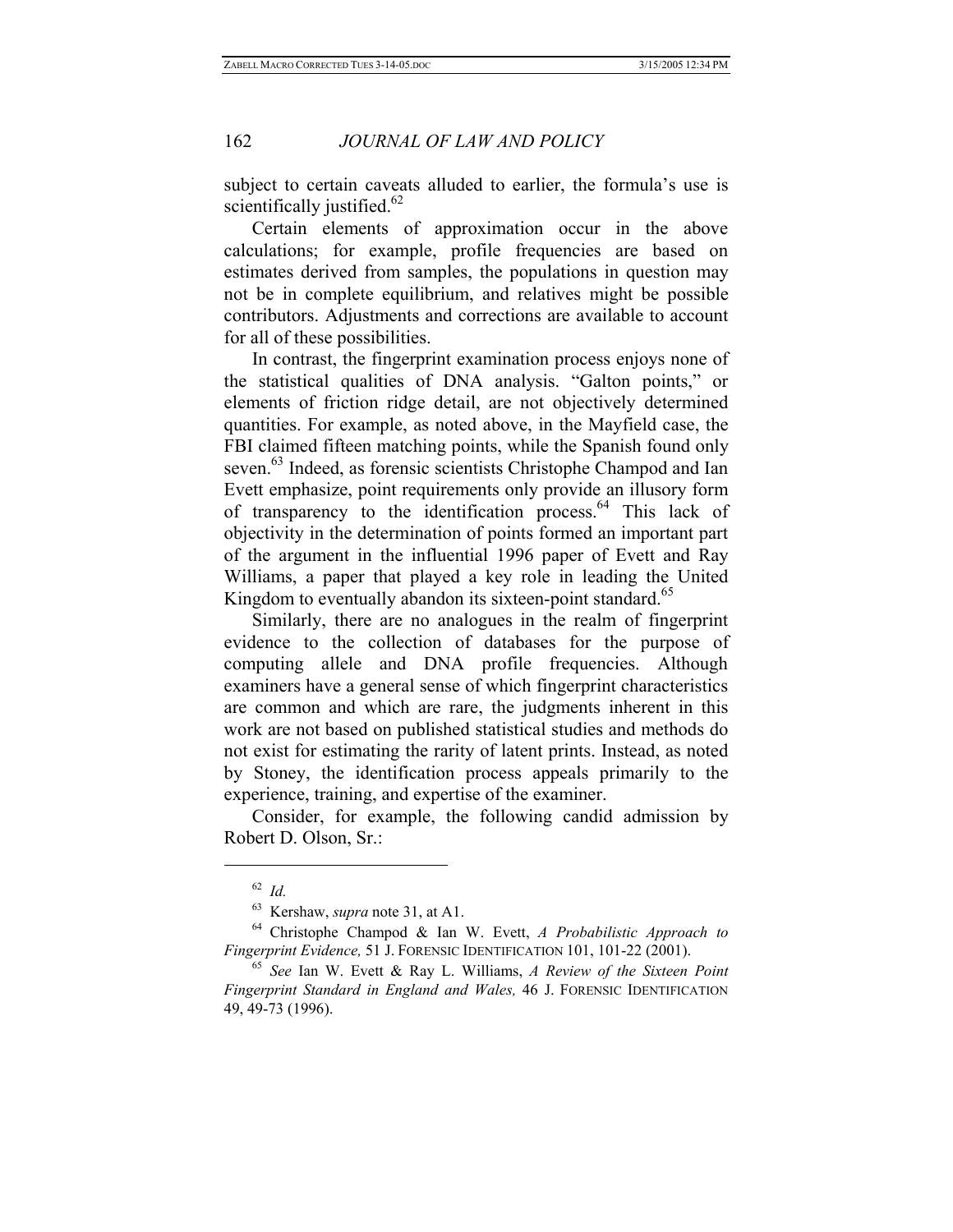subject to certain caveats alluded to earlier, the formula's use is scientifically justified.[62]

Certain elements of approximation occur in the above calculations; for example, profile frequencies are based on estimates derived from samples, the populations in question may not be in complete equilibrium, and relatives might be possible contributors. Adjustments and corrections are available to account for all of these possibilities.

In contrast, the fingerprint examination process enjoys none of the statistical qualities of DNA analysis. "Galton points," or elements of friction ridge detail, are not objectively determined quantities. For example, as noted above, in the Mayfield case, the FBI claimed fifteen matching points, while the Spanish found only seven.[63] Indeed, as forensic scientists Christophe Champod and Ian Evett emphasize, point requirements only provide an illusory form of transparency to the identification process.[64] This lack of objectivity in the determination of points formed an important part of the argument in the influential 1996 paper of Evett and Ray Williams, a paper that played a key role in leading the United Kingdom to eventually abandon its sixteen-point standard.[65]

Similarly, there are no analogues in the realm of fingerprint evidence to the collection of databases for the purpose of computing allele and DNA profile frequencies. Although examiners have a general sense of which fingerprint characteristics are common and which are rare, the judgments inherent in this work are not based on published statistical studies and methods do not exist for estimating the rarity of latent prints. Instead, as noted by Stoney, the identification process appeals primarily to the experience, training, and expertise of the examiner.

Consider, for example, the following candid admission by Robert D. Olson, Sr.:

---

[62] *Id.*

[63] Kershaw, *supra* note 31, at A1.

[64] Christophe Champod & Ian W. Evett, *A Probabilistic Approach to Fingerprint Evidence,* 51 J. FORENSIC IDENTIFICATION 101, 101-22 (2001).

[65] *See* Ian W. Evett & Ray L. Williams, *A Review of the Sixteen Point Fingerprint Standard in England and Wales,* 46 J. FORENSIC IDENTIFICATION 49, 49-73 (1996).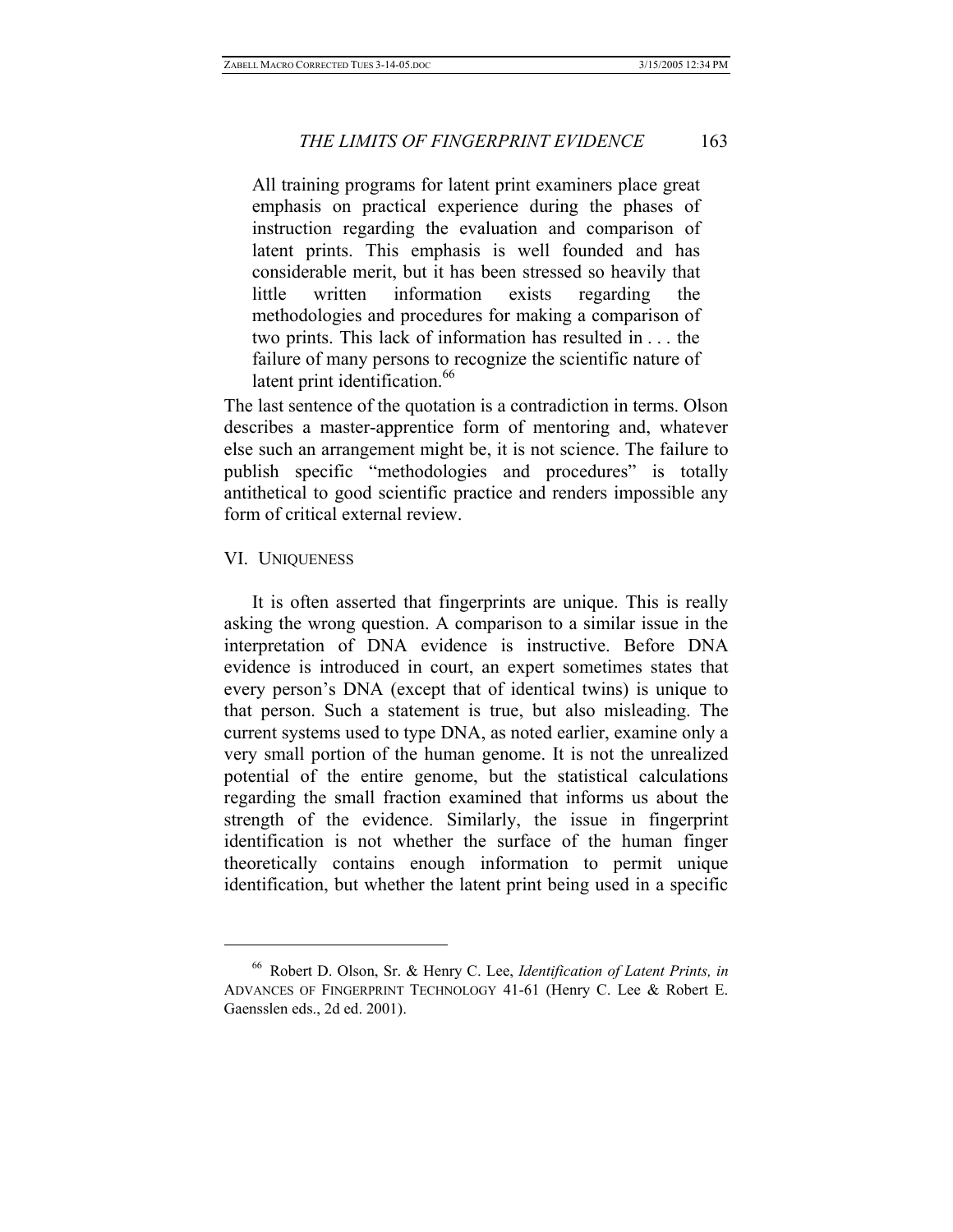> All training programs for latent print examiners place great emphasis on practical experience during the phases of instruction regarding the evaluation and comparison of latent prints. This emphasis is well founded and has considerable merit, but it has been stressed so heavily that little written information exists regarding the methodologies and procedures for making a comparison of two prints. This lack of information has resulted in . . . the failure of many persons to recognize the scientific nature of latent print identification.[66]

The last sentence of the quotation is a contradiction in terms. Olson describes a master-apprentice form of mentoring and, whatever else such an arrangement might be, it is not science. The failure to publish specific "methodologies and procedures" is totally antithetical to good scientific practice and renders impossible any form of critical external review.

## VI. UNIQUENESS

It is often asserted that fingerprints are unique. This is really asking the wrong question. A comparison to a similar issue in the interpretation of DNA evidence is instructive. Before DNA evidence is introduced in court, an expert sometimes states that every person's DNA (except that of identical twins) is unique to that person. Such a statement is true, but also misleading. The current systems used to type DNA, as noted earlier, examine only a very small portion of the human genome. It is not the unrealized potential of the entire genome, but the statistical calculations regarding the small fraction examined that informs us about the strength of the evidence. Similarly, the issue in fingerprint identification is not whether the surface of the human finger theoretically contains enough information to permit unique identification, but whether the latent print being used in a specific

---

[66] Robert D. Olson, Sr. & Henry C. Lee, *Identification of Latent Prints, in* ADVANCES OF FINGERPRINT TECHNOLOGY 41-61 (Henry C. Lee & Robert E. Gaensslen eds., 2d ed. 2001).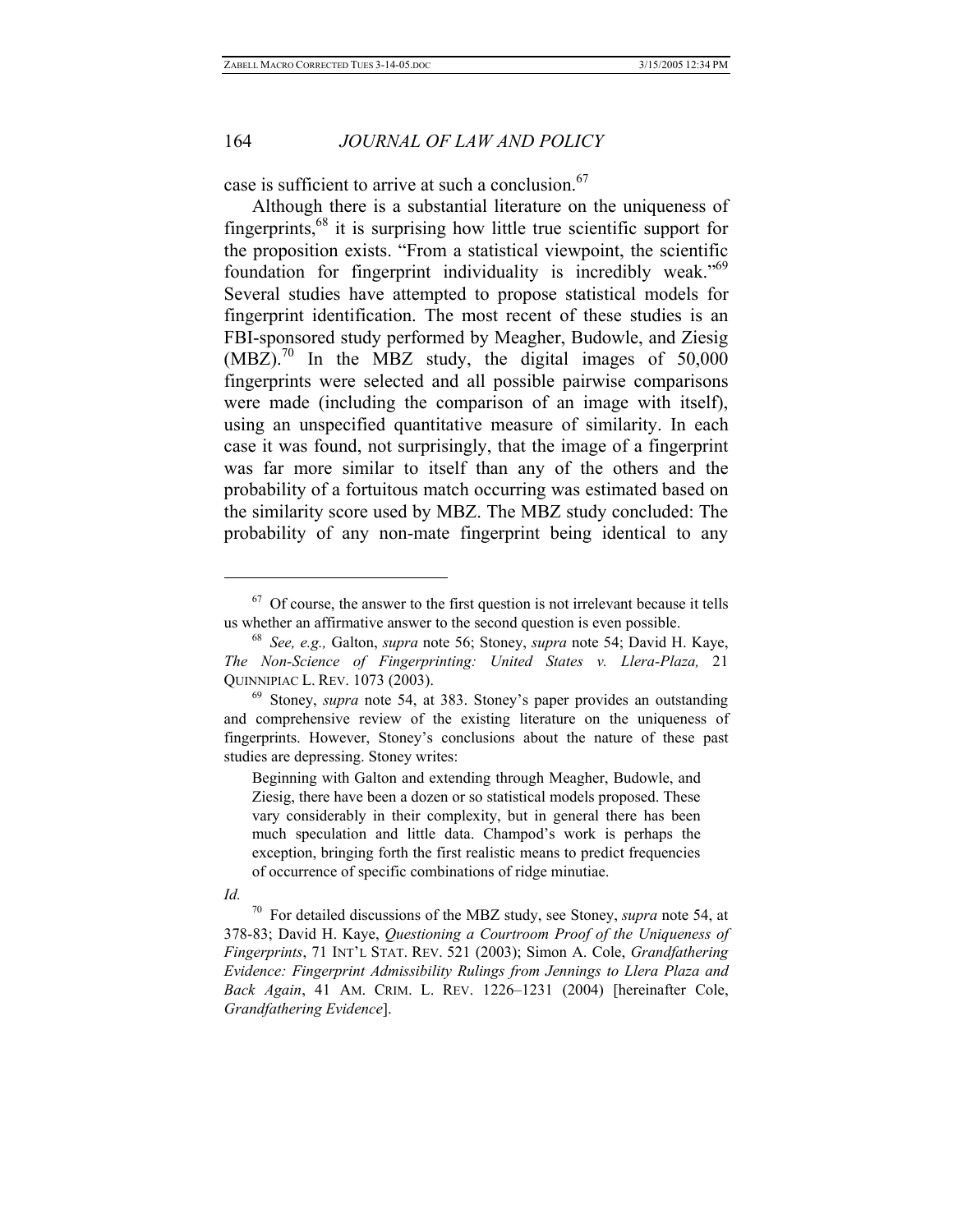case is sufficient to arrive at such a conclusion.[67]

Although there is a substantial literature on the uniqueness of fingerprints,[68] it is surprising how little true scientific support for the proposition exists. "From a statistical viewpoint, the scientific foundation for fingerprint individuality is incredibly weak."[69] Several studies have attempted to propose statistical models for fingerprint identification. The most recent of these studies is an FBI-sponsored study performed by Meagher, Budowle, and Ziesig (MBZ).[70] In the MBZ study, the digital images of 50,000 fingerprints were selected and all possible pairwise comparisons were made (including the comparison of an image with itself), using an unspecified quantitative measure of similarity. In each case it was found, not surprisingly, that the image of a fingerprint was far more similar to itself than any of the others and the probability of a fortuitous match occurring was estimated based on the similarity score used by MBZ. The MBZ study concluded: The probability of any non-mate fingerprint being identical to any

---

[67] Of course, the answer to the first question is not irrelevant because it tells us whether an affirmative answer to the second question is even possible.

[68] *See, e.g.,* Galton, *supra* note 56; Stoney, *supra* note 54; David H. Kaye, *The Non-Science of Fingerprinting: United States v. Llera-Plaza,* 21 QUINNIPIAC L. REV. 1073 (2003).

[69] Stoney, *supra* note 54, at 383. Stoney's paper provides an outstanding and comprehensive review of the existing literature on the uniqueness of fingerprints. However, Stoney's conclusions about the nature of these past studies are depressing. Stoney writes:

> Beginning with Galton and extending through Meagher, Budowle, and Ziesig, there have been a dozen or so statistical models proposed. These vary considerably in their complexity, but in general there has been much speculation and little data. Champod's work is perhaps the exception, bringing forth the first realistic means to predict frequencies of occurrence of specific combinations of ridge minutiae.

*Id.*

[70] For detailed discussions of the MBZ study, see Stoney, *supra* note 54, at 378-83; David H. Kaye, *Questioning a Courtroom Proof of the Uniqueness of Fingerprints*, 71 INT'L STAT. REV. 521 (2003); Simon A. Cole, *Grandfathering Evidence: Fingerprint Admissibility Rulings from Jennings to Llera Plaza and Back Again*, 41 AM. CRIM. L. REV. 1226–1231 (2004) [hereinafter Cole, *Grandfathering Evidence*].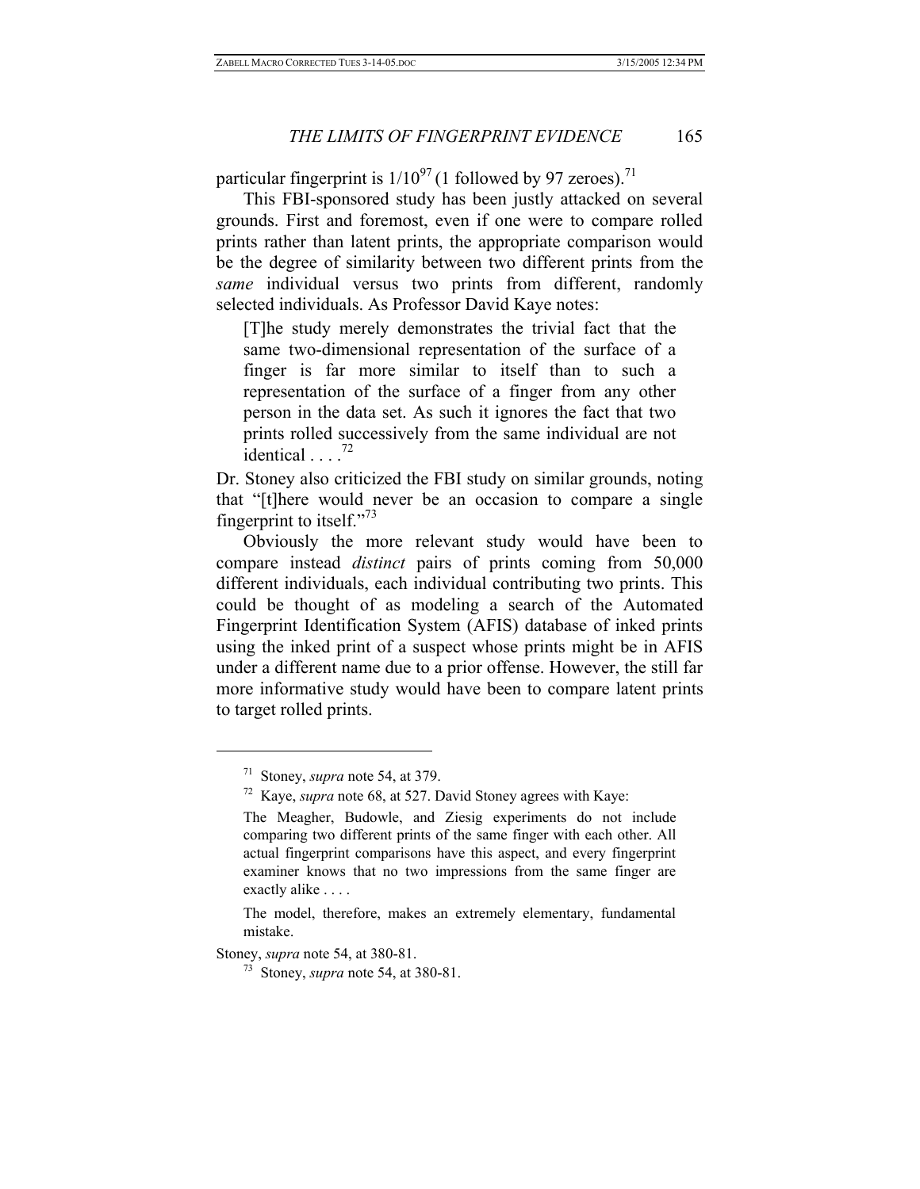particular fingerprint is $1/10^{97}$ (1 followed by 97 zeroes).[71]

This FBI-sponsored study has been justly attacked on several grounds. First and foremost, even if one were to compare rolled prints rather than latent prints, the appropriate comparison would be the degree of similarity between two different prints from the *same* individual versus two prints from different, randomly selected individuals. As Professor David Kaye notes:

> [T]he study merely demonstrates the trivial fact that the same two-dimensional representation of the surface of a finger is far more similar to itself than to such a representation of the surface of a finger from any other person in the data set. As such it ignores the fact that two prints rolled successively from the same individual are not identical . . . .[72]

Dr. Stoney also criticized the FBI study on similar grounds, noting that "[t]here would never be an occasion to compare a single fingerprint to itself."[73]

Obviously the more relevant study would have been to compare instead *distinct* pairs of prints coming from 50,000 different individuals, each individual contributing two prints. This could be thought of as modeling a search of the Automated Fingerprint Identification System (AFIS) database of inked prints using the inked print of a suspect whose prints might be in AFIS under a different name due to a prior offense. However, the still far more informative study would have been to compare latent prints to target rolled prints.

---

[71] Stoney, *supra* note 54, at 379.

[72] Kaye, *supra* note 68, at 527. David Stoney agrees with Kaye:

> The Meagher, Budowle, and Ziesig experiments do not include comparing two different prints of the same finger with each other. All actual fingerprint comparisons have this aspect, and every fingerprint examiner knows that no two impressions from the same finger are exactly alike . . . .
>
> The model, therefore, makes an extremely elementary, fundamental mistake.

Stoney, *supra* note 54, at 380-81.

[73] Stoney, *supra* note 54, at 380-81.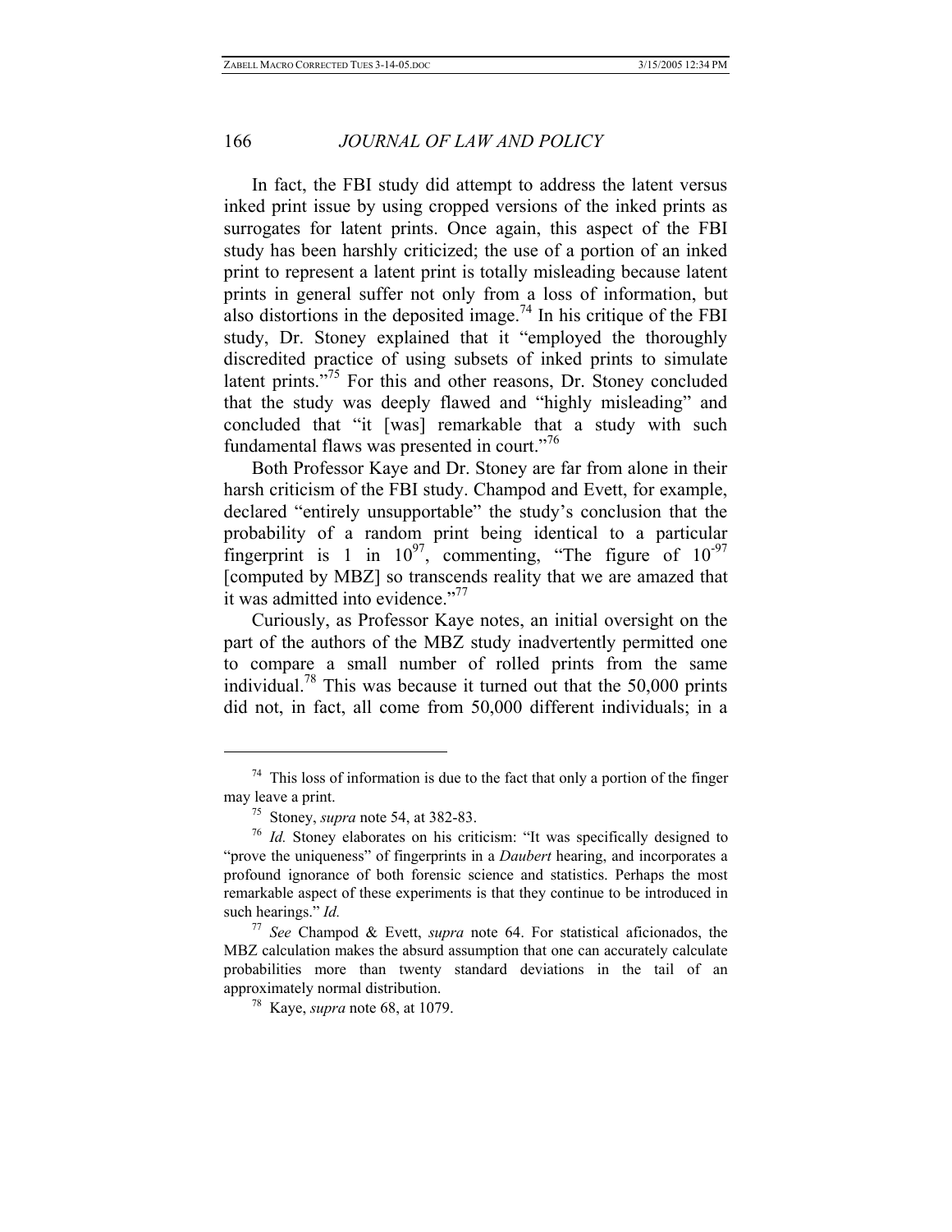In fact, the FBI study did attempt to address the latent versus inked print issue by using cropped versions of the inked prints as surrogates for latent prints. Once again, this aspect of the FBI study has been harshly criticized; the use of a portion of an inked print to represent a latent print is totally misleading because latent prints in general suffer not only from a loss of information, but also distortions in the deposited image.[74] In his critique of the FBI study, Dr. Stoney explained that it "employed the thoroughly discredited practice of using subsets of inked prints to simulate latent prints."[75] For this and other reasons, Dr. Stoney concluded that the study was deeply flawed and "highly misleading" and concluded that "it [was] remarkable that a study with such fundamental flaws was presented in court."[76]

Both Professor Kaye and Dr. Stoney are far from alone in their harsh criticism of the FBI study. Champod and Evett, for example, declared "entirely unsupportable" the study's conclusion that the probability of a random print being identical to a particular fingerprint is 1 in $10^{97}$, commenting, "The figure of $10^{-97}$ [computed by MBZ] so transcends reality that we are amazed that it was admitted into evidence."[77]

Curiously, as Professor Kaye notes, an initial oversight on the part of the authors of the MBZ study inadvertently permitted one to compare a small number of rolled prints from the same individual.[78] This was because it turned out that the 50,000 prints did not, in fact, all come from 50,000 different individuals; in a

---

[74] This loss of information is due to the fact that only a portion of the finger may leave a print.

[75] Stoney, *supra* note 54, at 382-83.

[76] *Id.* Stoney elaborates on his criticism: "It was specifically designed to "prove the uniqueness" of fingerprints in a *Daubert* hearing, and incorporates a profound ignorance of both forensic science and statistics. Perhaps the most remarkable aspect of these experiments is that they continue to be introduced in such hearings." *Id.*

[77] *See* Champod & Evett, *supra* note 64. For statistical aficionados, the MBZ calculation makes the absurd assumption that one can accurately calculate probabilities more than twenty standard deviations in the tail of an approximately normal distribution.

[78] Kaye, *supra* note 68, at 1079.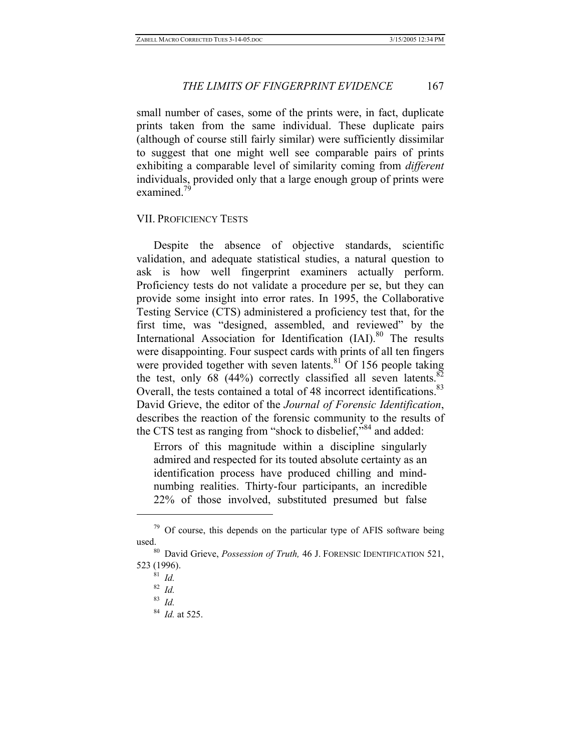small number of cases, some of the prints were, in fact, duplicate prints taken from the same individual. These duplicate pairs (although of course still fairly similar) were sufficiently dissimilar to suggest that one might well see comparable pairs of prints exhibiting a comparable level of similarity coming from *different* individuals, provided only that a large enough group of prints were examined.[79]

## VII. PROFICIENCY TESTS

Despite the absence of objective standards, scientific validation, and adequate statistical studies, a natural question to ask is how well fingerprint examiners actually perform. Proficiency tests do not validate a procedure per se, but they can provide some insight into error rates. In 1995, the Collaborative Testing Service (CTS) administered a proficiency test that, for the first time, was "designed, assembled, and reviewed" by the International Association for Identification (IAI).[80] The results were disappointing. Four suspect cards with prints of all ten fingers were provided together with seven latents.[81] Of 156 people taking the test, only 68 (44%) correctly classified all seven latents.[82] Overall, the tests contained a total of 48 incorrect identifications.[83] David Grieve, the editor of the *Journal of Forensic Identification*, describes the reaction of the forensic community to the results of the CTS test as ranging from "shock to disbelief,"[84] and added:

> Errors of this magnitude within a discipline singularly admired and respected for its touted absolute certainty as an identification process have produced chilling and mind-numbing realities. Thirty-four participants, an incredible 22% of those involved, substituted presumed but false

---

[79] Of course, this depends on the particular type of AFIS software being used.

[80] David Grieve, *Possession of Truth,* 46 J. FORENSIC IDENTIFICATION 521, 523 (1996).

[81] *Id.*

[82] *Id.*

[83] *Id.*

[84] *Id.* at 525.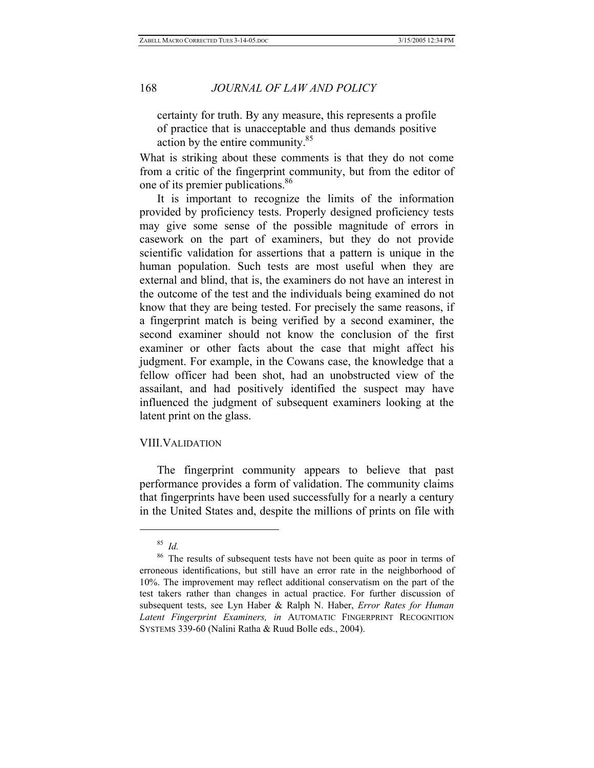> certainty for truth. By any measure, this represents a profile of practice that is unacceptable and thus demands positive action by the entire community.[85]

What is striking about these comments is that they do not come from a critic of the fingerprint community, but from the editor of one of its premier publications.[86]

It is important to recognize the limits of the information provided by proficiency tests. Properly designed proficiency tests may give some sense of the possible magnitude of errors in casework on the part of examiners, but they do not provide scientific validation for assertions that a pattern is unique in the human population. Such tests are most useful when they are external and blind, that is, the examiners do not have an interest in the outcome of the test and the individuals being examined do not know that they are being tested. For precisely the same reasons, if a fingerprint match is being verified by a second examiner, the second examiner should not know the conclusion of the first examiner or other facts about the case that might affect his judgment. For example, in the Cowans case, the knowledge that a fellow officer had been shot, had an unobstructed view of the assailant, and had positively identified the suspect may have influenced the judgment of subsequent examiners looking at the latent print on the glass.

## VIII. VALIDATION

The fingerprint community appears to believe that past performance provides a form of validation. The community claims that fingerprints have been used successfully for a nearly a century in the United States and, despite the millions of prints on file with

---

[85] *Id.*

[86] The results of subsequent tests have not been quite as poor in terms of erroneous identifications, but still have an error rate in the neighborhood of 10%. The improvement may reflect additional conservatism on the part of the test takers rather than changes in actual practice. For further discussion of subsequent tests, see Lyn Haber & Ralph N. Haber, *Error Rates for Human Latent Fingerprint Examiners, in* AUTOMATIC FINGERPRINT RECOGNITION SYSTEMS 339-60 (Nalini Ratha & Ruud Bolle eds., 2004).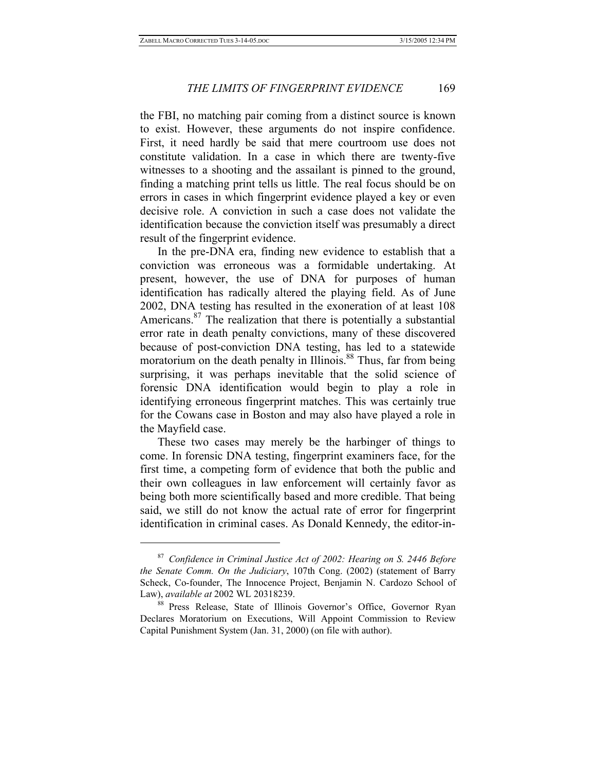the FBI, no matching pair coming from a distinct source is known to exist. However, these arguments do not inspire confidence. First, it need hardly be said that mere courtroom use does not constitute validation. In a case in which there are twenty-five witnesses to a shooting and the assailant is pinned to the ground, finding a matching print tells us little. The real focus should be on errors in cases in which fingerprint evidence played a key or even decisive role. A conviction in such a case does not validate the identification because the conviction itself was presumably a direct result of the fingerprint evidence.

In the pre-DNA era, finding new evidence to establish that a conviction was erroneous was a formidable undertaking. At present, however, the use of DNA for purposes of human identification has radically altered the playing field. As of June 2002, DNA testing has resulted in the exoneration of at least 108 Americans.[87] The realization that there is potentially a substantial error rate in death penalty convictions, many of these discovered because of post-conviction DNA testing, has led to a statewide moratorium on the death penalty in Illinois.[88] Thus, far from being surprising, it was perhaps inevitable that the solid science of forensic DNA identification would begin to play a role in identifying erroneous fingerprint matches. This was certainly true for the Cowans case in Boston and may also have played a role in the Mayfield case.

These two cases may merely be the harbinger of things to come. In forensic DNA testing, fingerprint examiners face, for the first time, a competing form of evidence that both the public and their own colleagues in law enforcement will certainly favor as being both more scientifically based and more credible. That being said, we still do not know the actual rate of error for fingerprint identification in criminal cases. As Donald Kennedy, the editor-in-

---

[87] *Confidence in Criminal Justice Act of 2002: Hearing on S. 2446 Before the Senate Comm. On the Judiciary*, 107th Cong. (2002) (statement of Barry Scheck, Co-founder, The Innocence Project, Benjamin N. Cardozo School of Law), *available at* 2002 WL 20318239.

[88] Press Release, State of Illinois Governor's Office, Governor Ryan Declares Moratorium on Executions, Will Appoint Commission to Review Capital Punishment System (Jan. 31, 2000) (on file with author).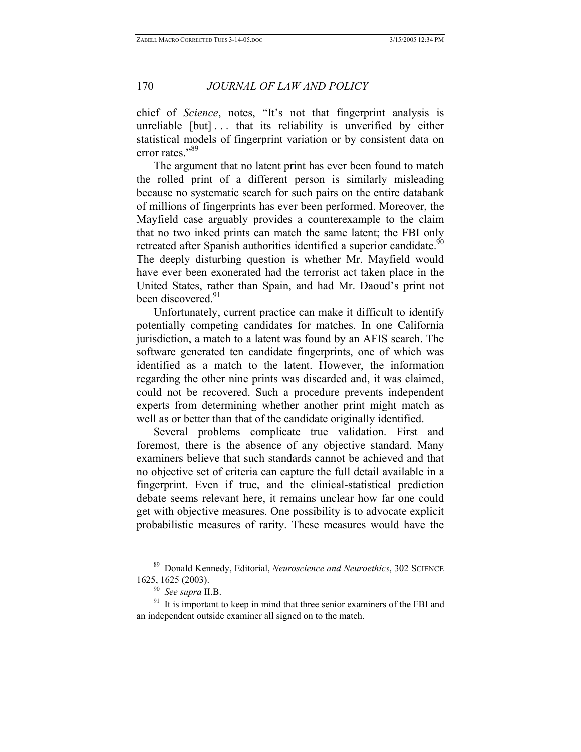chief of *Science*, notes, "It's not that fingerprint analysis is unreliable [but] . . . that its reliability is unverified by either statistical models of fingerprint variation or by consistent data on error rates."[89]

The argument that no latent print has ever been found to match the rolled print of a different person is similarly misleading because no systematic search for such pairs on the entire databank of millions of fingerprints has ever been performed. Moreover, the Mayfield case arguably provides a counterexample to the claim that no two inked prints can match the same latent; the FBI only retreated after Spanish authorities identified a superior candidate.[90] The deeply disturbing question is whether Mr. Mayfield would have ever been exonerated had the terrorist act taken place in the United States, rather than Spain, and had Mr. Daoud's print not been discovered.[91]

Unfortunately, current practice can make it difficult to identify potentially competing candidates for matches. In one California jurisdiction, a match to a latent was found by an AFIS search. The software generated ten candidate fingerprints, one of which was identified as a match to the latent. However, the information regarding the other nine prints was discarded and, it was claimed, could not be recovered. Such a procedure prevents independent experts from determining whether another print might match as well as or better than that of the candidate originally identified.

Several problems complicate true validation. First and foremost, there is the absence of any objective standard. Many examiners believe that such standards cannot be achieved and that no objective set of criteria can capture the full detail available in a fingerprint. Even if true, and the clinical-statistical prediction debate seems relevant here, it remains unclear how far one could get with objective measures. One possibility is to advocate explicit probabilistic measures of rarity. These measures would have the

---

[89] Donald Kennedy, Editorial, *Neuroscience and Neuroethics*, 302 SCIENCE 1625, 1625 (2003).

[90] *See supra* II.B.

[91] It is important to keep in mind that three senior examiners of the FBI and an independent outside examiner all signed on to the match.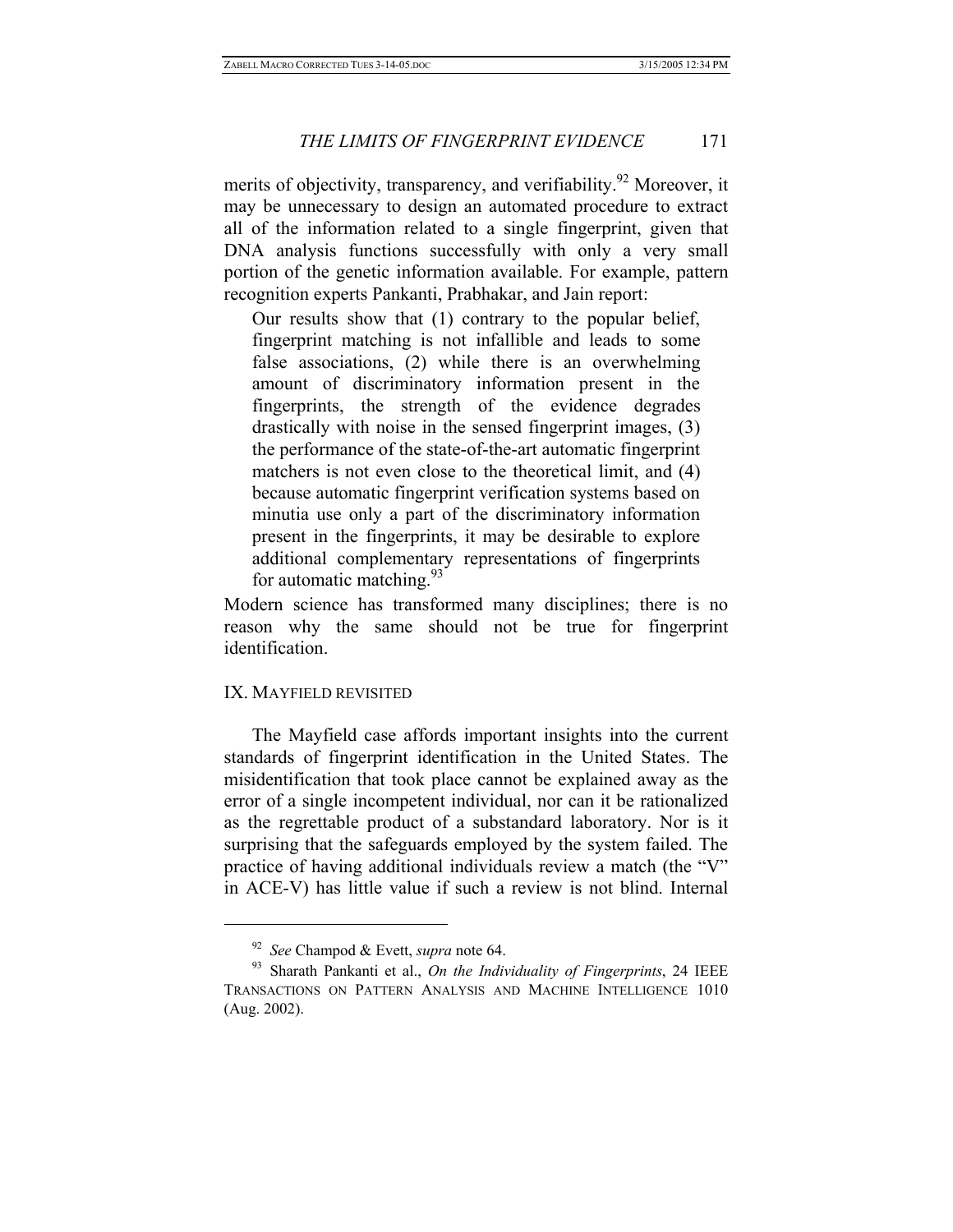merits of objectivity, transparency, and verifiability.[92] Moreover, it may be unnecessary to design an automated procedure to extract all of the information related to a single fingerprint, given that DNA analysis functions successfully with only a very small portion of the genetic information available. For example, pattern recognition experts Pankanti, Prabhakar, and Jain report:

> Our results show that (1) contrary to the popular belief, fingerprint matching is not infallible and leads to some false associations, (2) while there is an overwhelming amount of discriminatory information present in the fingerprints, the strength of the evidence degrades drastically with noise in the sensed fingerprint images, (3) the performance of the state-of-the-art automatic fingerprint matchers is not even close to the theoretical limit, and (4) because automatic fingerprint verification systems based on minutia use only a part of the discriminatory information present in the fingerprints, it may be desirable to explore additional complementary representations of fingerprints for automatic matching.[93]

Modern science has transformed many disciplines; there is no reason why the same should not be true for fingerprint identification.

## IX. MAYFIELD REVISITED

The Mayfield case affords important insights into the current standards of fingerprint identification in the United States. The misidentification that took place cannot be explained away as the error of a single incompetent individual, nor can it be rationalized as the regrettable product of a substandard laboratory. Nor is it surprising that the safeguards employed by the system failed. The practice of having additional individuals review a match (the "V" in ACE-V) has little value if such a review is not blind. Internal

---

[92] *See* Champod & Evett, *supra* note 64.

[93] Sharath Pankanti et al., *On the Individuality of Fingerprints*, 24 IEEE TRANSACTIONS ON PATTERN ANALYSIS AND MACHINE INTELLIGENCE 1010 (Aug. 2002).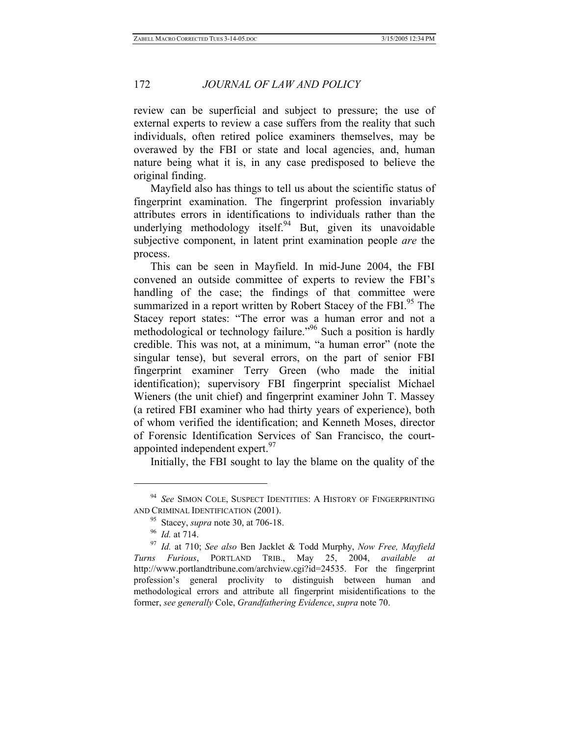review can be superficial and subject to pressure; the use of external experts to review a case suffers from the reality that such individuals, often retired police examiners themselves, may be overawed by the FBI or state and local agencies, and, human nature being what it is, in any case predisposed to believe the original finding.

Mayfield also has things to tell us about the scientific status of fingerprint examination. The fingerprint profession invariably attributes errors in identifications to individuals rather than the underlying methodology itself.[94] But, given its unavoidable subjective component, in latent print examination people *are* the process.

This can be seen in Mayfield. In mid-June 2004, the FBI convened an outside committee of experts to review the FBI's handling of the case; the findings of that committee were summarized in a report written by Robert Stacey of the FBI.[95] The Stacey report states: "The error was a human error and not a methodological or technology failure."[96] Such a position is hardly credible. This was not, at a minimum, "a human error" (note the singular tense), but several errors, on the part of senior FBI fingerprint examiner Terry Green (who made the initial identification); supervisory FBI fingerprint specialist Michael Wieners (the unit chief) and fingerprint examiner John T. Massey (a retired FBI examiner who had thirty years of experience), both of whom verified the identification; and Kenneth Moses, director of Forensic Identification Services of San Francisco, the court-appointed independent expert.[97]

Initially, the FBI sought to lay the blame on the quality of the

---

[94] *See* SIMON COLE, SUSPECT IDENTITIES: A HISTORY OF FINGERPRINTING AND CRIMINAL IDENTIFICATION (2001).

[95] Stacey, *supra* note 30, at 706-18.

[96] *Id.* at 714.

[97] *Id.* at 710; *See also* Ben Jacklet & Todd Murphy, *Now Free, Mayfield Turns Furious*, PORTLAND TRIB., May 25, 2004, *available at* http://www.portlandtribune.com/archview.cgi?id=24535. For the fingerprint profession's general proclivity to distinguish between human and methodological errors and attribute all fingerprint misidentifications to the former, *see generally* Cole, *Grandfathering Evidence*, *supra* note 70.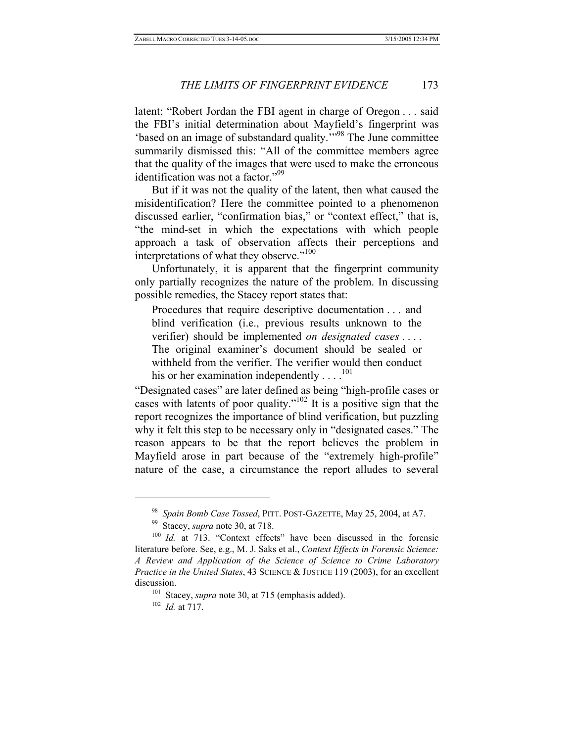latent; "Robert Jordan the FBI agent in charge of Oregon . . . said the FBI's initial determination about Mayfield's fingerprint was 'based on an image of substandard quality.'"[98] The June committee summarily dismissed this: "All of the committee members agree that the quality of the images that were used to make the erroneous identification was not a factor."[99]

But if it was not the quality of the latent, then what caused the misidentification? Here the committee pointed to a phenomenon discussed earlier, "confirmation bias," or "context effect," that is, "the mind-set in which the expectations with which people approach a task of observation affects their perceptions and interpretations of what they observe."[100]

Unfortunately, it is apparent that the fingerprint community only partially recognizes the nature of the problem. In discussing possible remedies, the Stacey report states that:

> Procedures that require descriptive documentation . . . and blind verification (i.e., previous results unknown to the verifier) should be implemented *on designated cases* . . . . The original examiner's document should be sealed or withheld from the verifier. The verifier would then conduct his or her examination independently . . . .[101]

"Designated cases" are later defined as being "high-profile cases or cases with latents of poor quality."[102] It is a positive sign that the report recognizes the importance of blind verification, but puzzling why it felt this step to be necessary only in "designated cases." The reason appears to be that the report believes the problem in Mayfield arose in part because of the "extremely high-profile" nature of the case, a circumstance the report alludes to several

---

[98] *Spain Bomb Case Tossed*, PITT. POST-GAZETTE, May 25, 2004, at A7.

[99] Stacey, *supra* note 30, at 718.

[100] *Id.* at 713. "Context effects" have been discussed in the forensic literature before. See, e.g., M. J. Saks et al., *Context Effects in Forensic Science: A Review and Application of the Science of Science to Crime Laboratory Practice in the United States*, 43 SCIENCE & JUSTICE 119 (2003), for an excellent discussion.

[101] Stacey, *supra* note 30, at 715 (emphasis added).

[102] *Id.* at 717.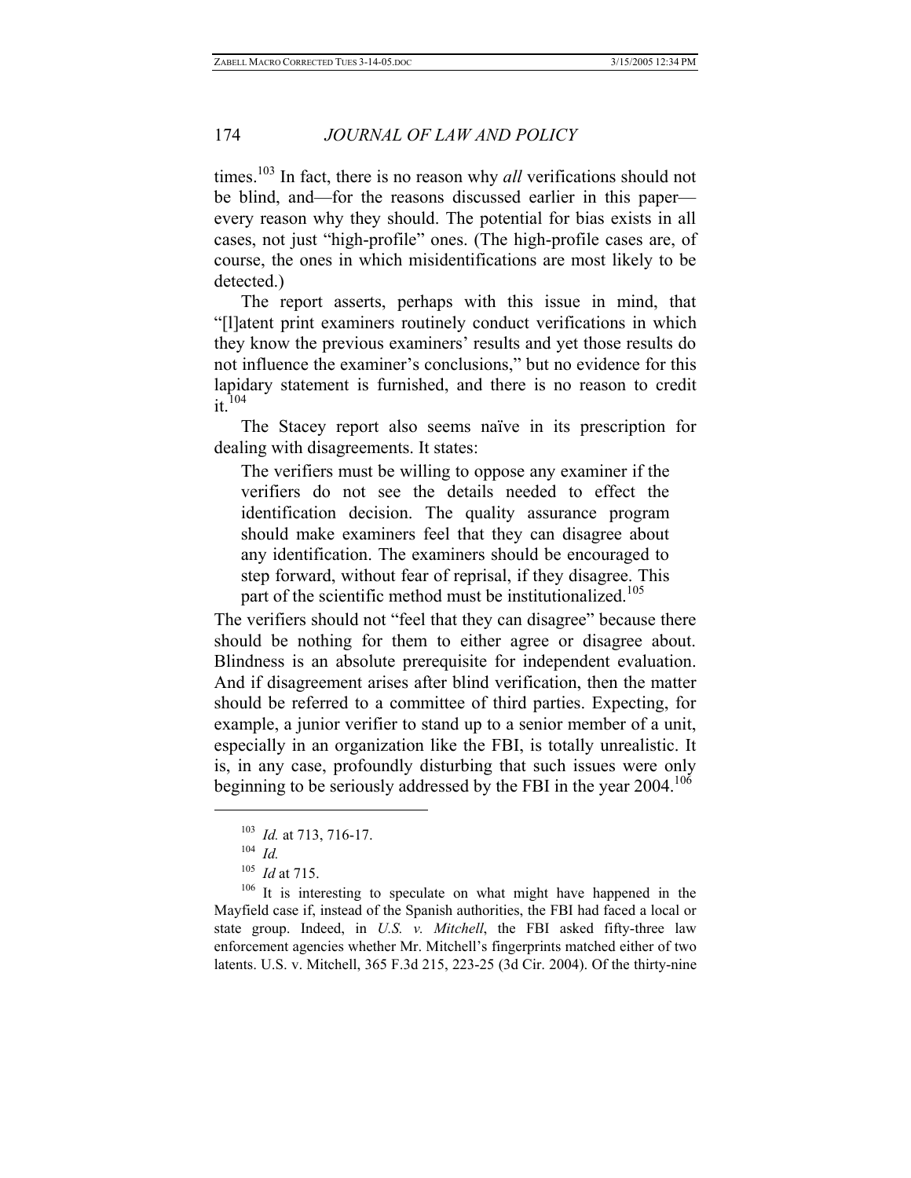times.[103] In fact, there is no reason why *all* verifications should not be blind, and—for the reasons discussed earlier in this paper—every reason why they should. The potential for bias exists in all cases, not just "high-profile" ones. (The high-profile cases are, of course, the ones in which misidentifications are most likely to be detected.)

The report asserts, perhaps with this issue in mind, that "[l]atent print examiners routinely conduct verifications in which they know the previous examiners' results and yet those results do not influence the examiner's conclusions," but no evidence for this lapidary statement is furnished, and there is no reason to credit it.[104]

The Stacey report also seems naïve in its prescription for dealing with disagreements. It states:

> The verifiers must be willing to oppose any examiner if the verifiers do not see the details needed to effect the identification decision. The quality assurance program should make examiners feel that they can disagree about any identification. The examiners should be encouraged to step forward, without fear of reprisal, if they disagree. This part of the scientific method must be institutionalized.[105]

The verifiers should not "feel that they can disagree" because there should be nothing for them to either agree or disagree about. Blindness is an absolute prerequisite for independent evaluation. And if disagreement arises after blind verification, then the matter should be referred to a committee of third parties. Expecting, for example, a junior verifier to stand up to a senior member of a unit, especially in an organization like the FBI, is totally unrealistic. It is, in any case, profoundly disturbing that such issues were only beginning to be seriously addressed by the FBI in the year 2004.[106]

---

[103] *Id.* at 713, 716-17.

[104] *Id.*

[105] *Id* at 715.

[106] It is interesting to speculate on what might have happened in the Mayfield case if, instead of the Spanish authorities, the FBI had faced a local or state group. Indeed, in *U.S. v. Mitchell*, the FBI asked fifty-three law enforcement agencies whether Mr. Mitchell's fingerprints matched either of two latents. U.S. v. Mitchell, 365 F.3d 215, 223-25 (3d Cir. 2004). Of the thirty-nine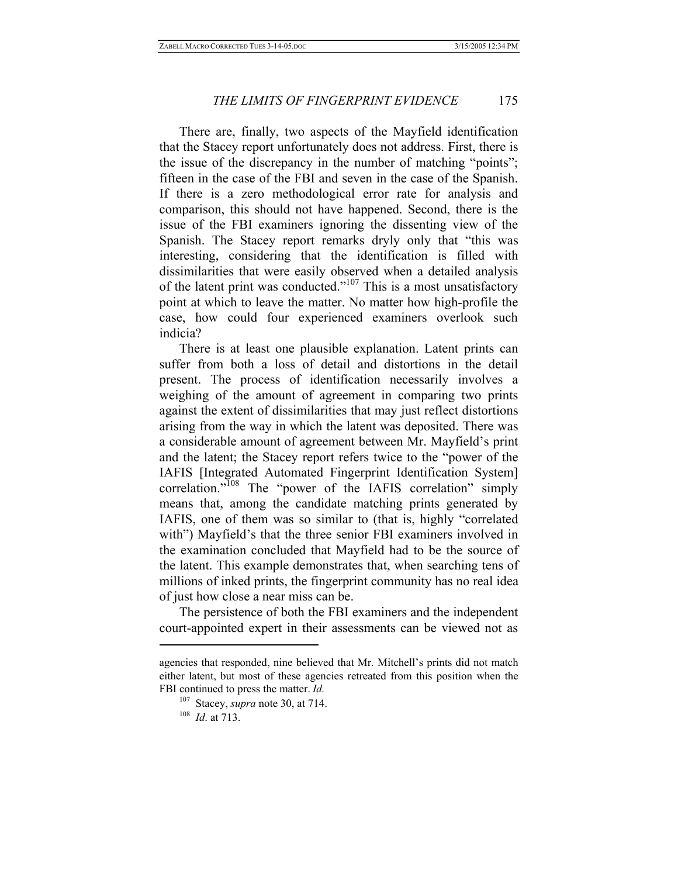There are, finally, two aspects of the Mayfield identification that the Stacey report unfortunately does not address. First, there is the issue of the discrepancy in the number of matching "points"; fifteen in the case of the FBI and seven in the case of the Spanish. If there is a zero methodological error rate for analysis and comparison, this should not have happened. Second, there is the issue of the FBI examiners ignoring the dissenting view of the Spanish. The Stacey report remarks dryly only that "this was interesting, considering that the identification is filled with dissimilarities that were easily observed when a detailed analysis of the latent print was conducted."[107] This is a most unsatisfactory point at which to leave the matter. No matter how high-profile the case, how could four experienced examiners overlook such indicia?

There is at least one plausible explanation. Latent prints can suffer from both a loss of detail and distortions in the detail present. The process of identification necessarily involves a weighing of the amount of agreement in comparing two prints against the extent of dissimilarities that may just reflect distortions arising from the way in which the latent was deposited. There was a considerable amount of agreement between Mr. Mayfield's print and the latent; the Stacey report refers twice to the "power of the IAFIS [Integrated Automated Fingerprint Identification System] correlation."[108] The "power of the IAFIS correlation" simply means that, among the candidate matching prints generated by IAFIS, one of them was so similar to (that is, highly "correlated with") Mayfield's that the three senior FBI examiners involved in the examination concluded that Mayfield had to be the source of the latent. This example demonstrates that, when searching tens of millions of inked prints, the fingerprint community has no real idea of just how close a near miss can be.

The persistence of both the FBI examiners and the independent court-appointed expert in their assessments can be viewed not as

---

agencies that responded, nine believed that Mr. Mitchell's prints did not match either latent, but most of these agencies retreated from this position when the FBI continued to press the matter. *Id.*

[107] Stacey, *supra* note 30, at 714.

[108] *Id*. at 713.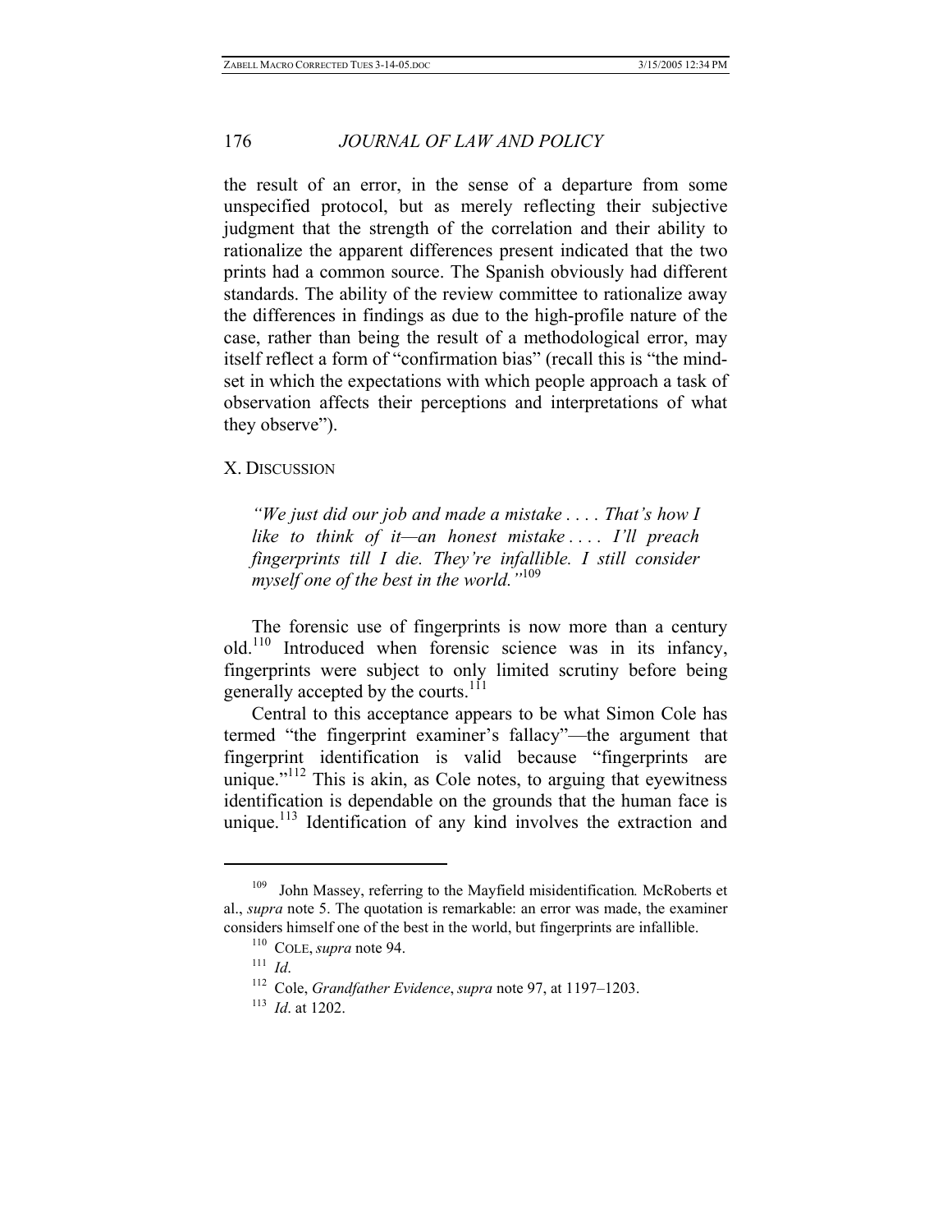the result of an error, in the sense of a departure from some unspecified protocol, but as merely reflecting their subjective judgment that the strength of the correlation and their ability to rationalize the apparent differences present indicated that the two prints had a common source. The Spanish obviously had different standards. The ability of the review committee to rationalize away the differences in findings as due to the high-profile nature of the case, rather than being the result of a methodological error, may itself reflect a form of "confirmation bias" (recall this is "the mind-set in which the expectations with which people approach a task of observation affects their perceptions and interpretations of what they observe").

## X. Discussion

> *"We just did our job and made a mistake . . . . That's how I like to think of it—an honest mistake . . . . I'll preach fingerprints till I die. They're infallible. I still consider myself one of the best in the world."*[109]

The forensic use of fingerprints is now more than a century old.[110] Introduced when forensic science was in its infancy, fingerprints were subject to only limited scrutiny before being generally accepted by the courts.[111]

Central to this acceptance appears to be what Simon Cole has termed "the fingerprint examiner's fallacy"—the argument that fingerprint identification is valid because "fingerprints are unique."[112] This is akin, as Cole notes, to arguing that eyewitness identification is dependable on the grounds that the human face is unique.[113] Identification of any kind involves the extraction and

---

[109] John Massey, referring to the Mayfield misidentification*.* McRoberts et al., *supra* note 5. The quotation is remarkable: an error was made, the examiner considers himself one of the best in the world, but fingerprints are infallible.

[110] Cole, *supra* note 94.

[111] *Id*.

[112] Cole, *Grandfather Evidence*, *supra* note 97, at 1197–1203.

[113] *Id*. at 1202.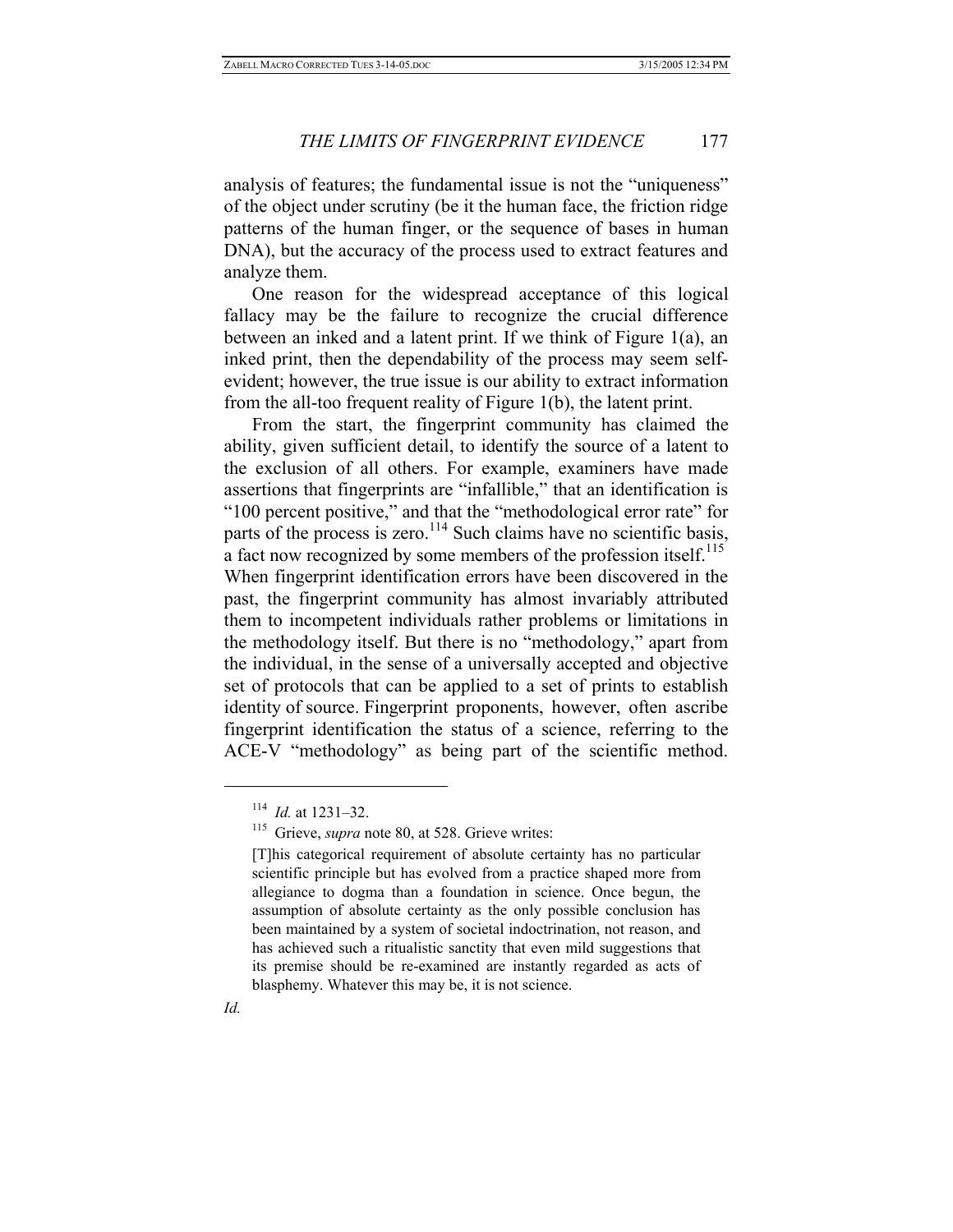analysis of features; the fundamental issue is not the "uniqueness" of the object under scrutiny (be it the human face, the friction ridge patterns of the human finger, or the sequence of bases in human DNA), but the accuracy of the process used to extract features and analyze them.

One reason for the widespread acceptance of this logical fallacy may be the failure to recognize the crucial difference between an inked and a latent print. If we think of Figure 1(a), an inked print, then the dependability of the process may seem self-evident; however, the true issue is our ability to extract information from the all-too frequent reality of Figure 1(b), the latent print.

From the start, the fingerprint community has claimed the ability, given sufficient detail, to identify the source of a latent to the exclusion of all others. For example, examiners have made assertions that fingerprints are "infallible," that an identification is "100 percent positive," and that the "methodological error rate" for parts of the process is zero.[114] Such claims have no scientific basis, a fact now recognized by some members of the profession itself.[115] When fingerprint identification errors have been discovered in the past, the fingerprint community has almost invariably attributed them to incompetent individuals rather problems or limitations in the methodology itself. But there is no "methodology," apart from the individual, in the sense of a universally accepted and objective set of protocols that can be applied to a set of prints to establish identity of source. Fingerprint proponents, however, often ascribe fingerprint identification the status of a science, referring to the ACE-V "methodology" as being part of the scientific method.

---

[114] *Id.* at 1231–32.

[115] Grieve, *supra* note 80, at 528. Grieve writes:

> [T]his categorical requirement of absolute certainty has no particular scientific principle but has evolved from a practice shaped more from allegiance to dogma than a foundation in science. Once begun, the assumption of absolute certainty as the only possible conclusion has been maintained by a system of societal indoctrination, not reason, and has achieved such a ritualistic sanctity that even mild suggestions that its premise should be re-examined are instantly regarded as acts of blasphemy. Whatever this may be, it is not science.

*Id.*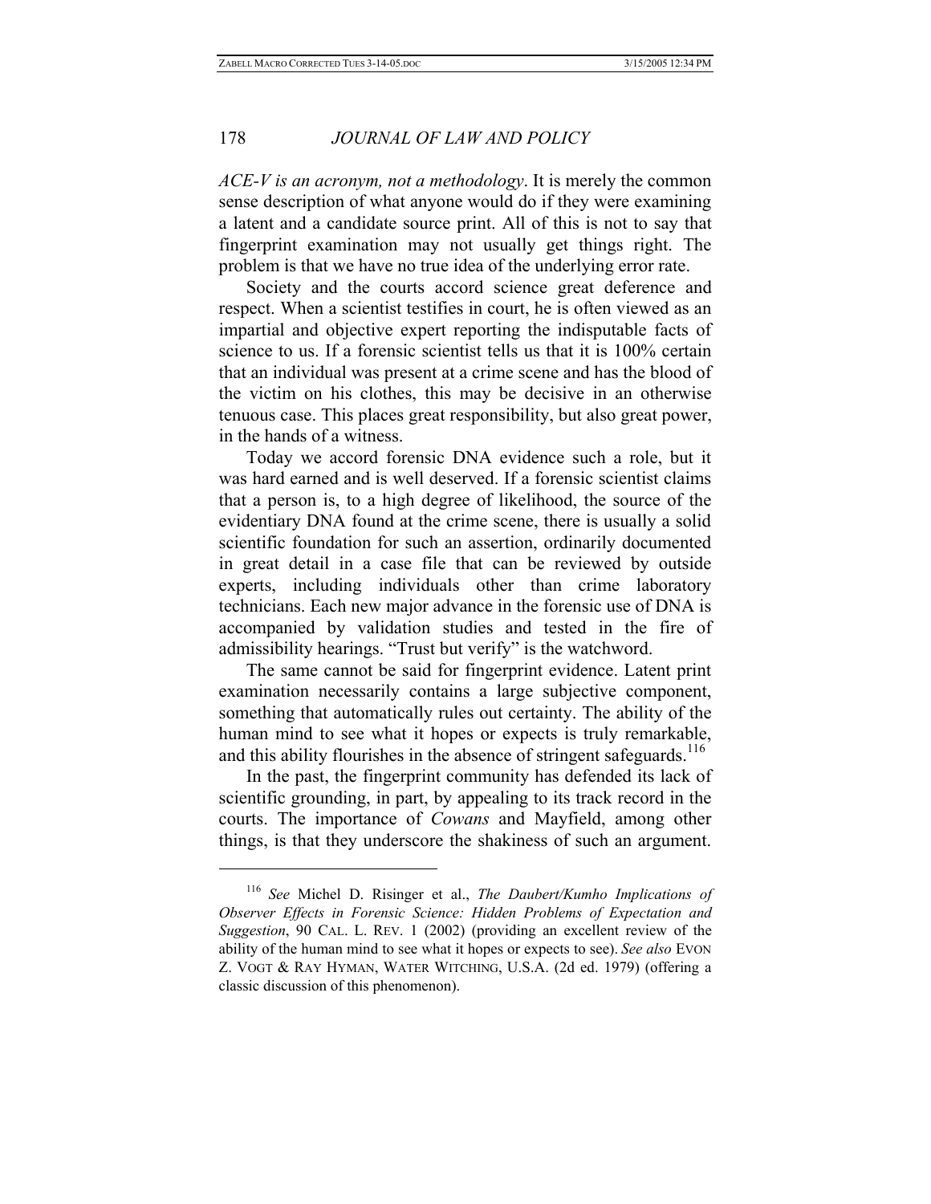*ACE-V is an acronym, not a methodology*. It is merely the common sense description of what anyone would do if they were examining a latent and a candidate source print. All of this is not to say that fingerprint examination may not usually get things right. The problem is that we have no true idea of the underlying error rate.

Society and the courts accord science great deference and respect. When a scientist testifies in court, he is often viewed as an impartial and objective expert reporting the indisputable facts of science to us. If a forensic scientist tells us that it is 100% certain that an individual was present at a crime scene and has the blood of the victim on his clothes, this may be decisive in an otherwise tenuous case. This places great responsibility, but also great power, in the hands of a witness.

Today we accord forensic DNA evidence such a role, but it was hard earned and is well deserved. If a forensic scientist claims that a person is, to a high degree of likelihood, the source of the evidentiary DNA found at the crime scene, there is usually a solid scientific foundation for such an assertion, ordinarily documented in great detail in a case file that can be reviewed by outside experts, including individuals other than crime laboratory technicians. Each new major advance in the forensic use of DNA is accompanied by validation studies and tested in the fire of admissibility hearings. "Trust but verify" is the watchword.

The same cannot be said for fingerprint evidence. Latent print examination necessarily contains a large subjective component, something that automatically rules out certainty. The ability of the human mind to see what it hopes or expects is truly remarkable, and this ability flourishes in the absence of stringent safeguards.[116]

In the past, the fingerprint community has defended its lack of scientific grounding, in part, by appealing to its track record in the courts. The importance of *Cowans* and Mayfield, among other things, is that they underscore the shakiness of such an argument.

---

[116] *See* Michel D. Risinger et al., *The Daubert/Kumho Implications of Observer Effects in Forensic Science: Hidden Problems of Expectation and Suggestion*, 90 CAL. L. REV. 1 (2002) (providing an excellent review of the ability of the human mind to see what it hopes or expects to see). *See also* EVON Z. VOGT & RAY HYMAN, WATER WITCHING, U.S.A. (2d ed. 1979) (offering a classic discussion of this phenomenon).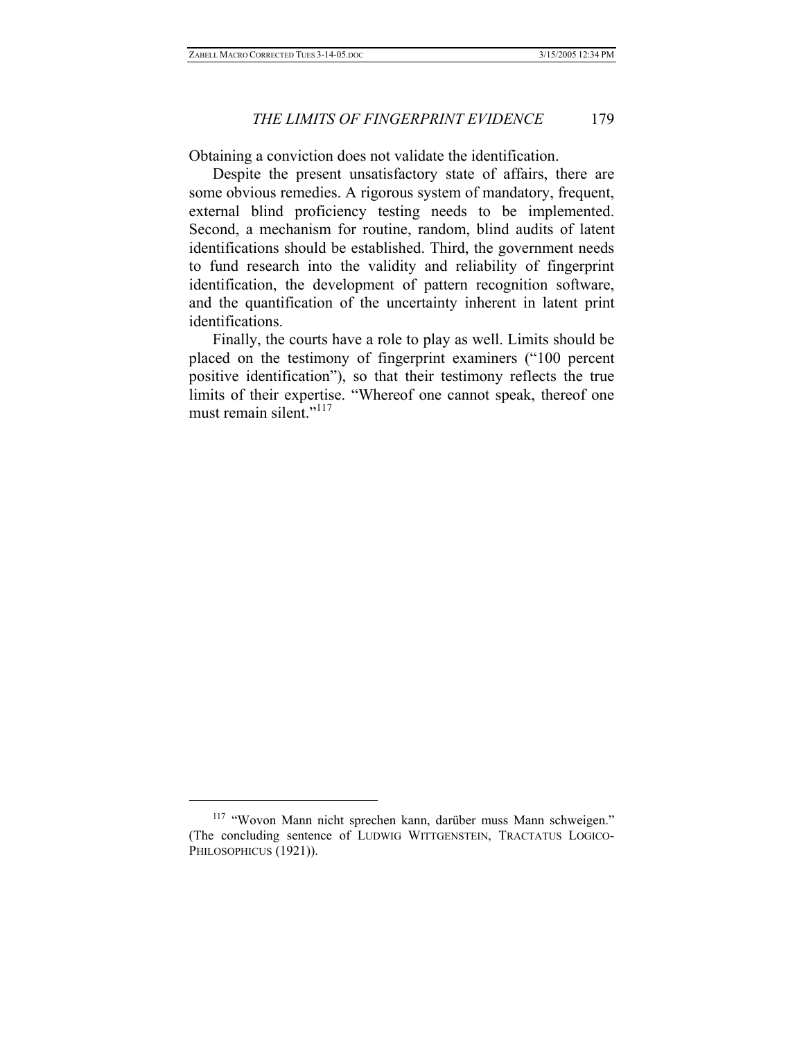Obtaining a conviction does not validate the identification.

Despite the present unsatisfactory state of affairs, there are some obvious remedies. A rigorous system of mandatory, frequent, external blind proficiency testing needs to be implemented. Second, a mechanism for routine, random, blind audits of latent identifications should be established. Third, the government needs to fund research into the validity and reliability of fingerprint identification, the development of pattern recognition software, and the quantification of the uncertainty inherent in latent print identifications.

Finally, the courts have a role to play as well. Limits should be placed on the testimony of fingerprint examiners ("100 percent positive identification"), so that their testimony reflects the true limits of their expertise. "Whereof one cannot speak, thereof one must remain silent."[117]

---

[117] "Wovon Mann nicht sprechen kann, darüber muss Mann schweigen." (The concluding sentence of LUDWIG WITTGENSTEIN, TRACTATUS LOGICO-PHILOSOPHICUS (1921)).